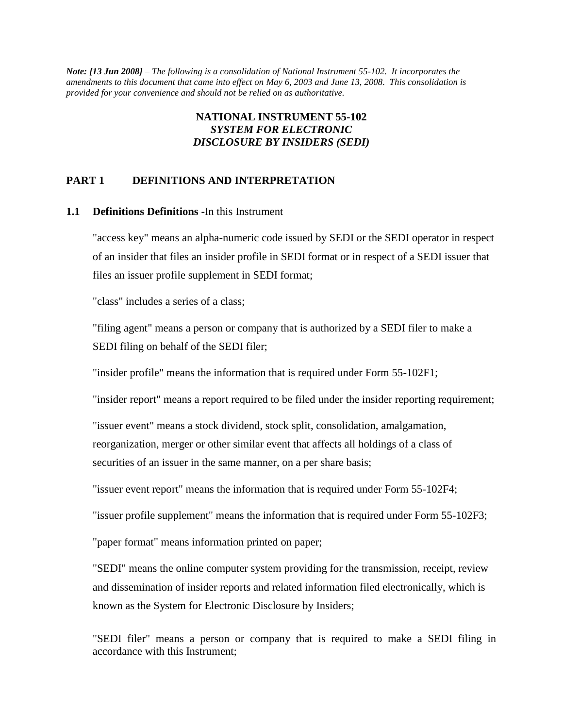***Note: [13 Jun 2008]** – The following is a consolidation of National Instrument 55-102. It incorporates the amendments to this document that came into effect on May 6, 2003 and June 13, 2008. This consolidation is provided for your convenience and should not be relied on as authoritative.*

# NATIONAL INSTRUMENT 55-102
# *SYSTEM FOR ELECTRONIC DISCLOSURE BY INSIDERS (SEDI)*

## PART 1 DEFINITIONS AND INTERPRETATION

**1.1 Definitions Definitions -**In this Instrument

"access key" means an alpha-numeric code issued by SEDI or the SEDI operator in respect of an insider that files an insider profile in SEDI format or in respect of a SEDI issuer that files an issuer profile supplement in SEDI format;

"class" includes a series of a class;

"filing agent" means a person or company that is authorized by a SEDI filer to make a SEDI filing on behalf of the SEDI filer;

"insider profile" means the information that is required under Form 55-102F1;

"insider report" means a report required to be filed under the insider reporting requirement;

"issuer event" means a stock dividend, stock split, consolidation, amalgamation, reorganization, merger or other similar event that affects all holdings of a class of securities of an issuer in the same manner, on a per share basis;

"issuer event report" means the information that is required under Form 55-102F4;

"issuer profile supplement" means the information that is required under Form 55-102F3;

"paper format" means information printed on paper;

"SEDI" means the online computer system providing for the transmission, receipt, review and dissemination of insider reports and related information filed electronically, which is known as the System for Electronic Disclosure by Insiders;

"SEDI filer" means a person or company that is required to make a SEDI filing in accordance with this Instrument;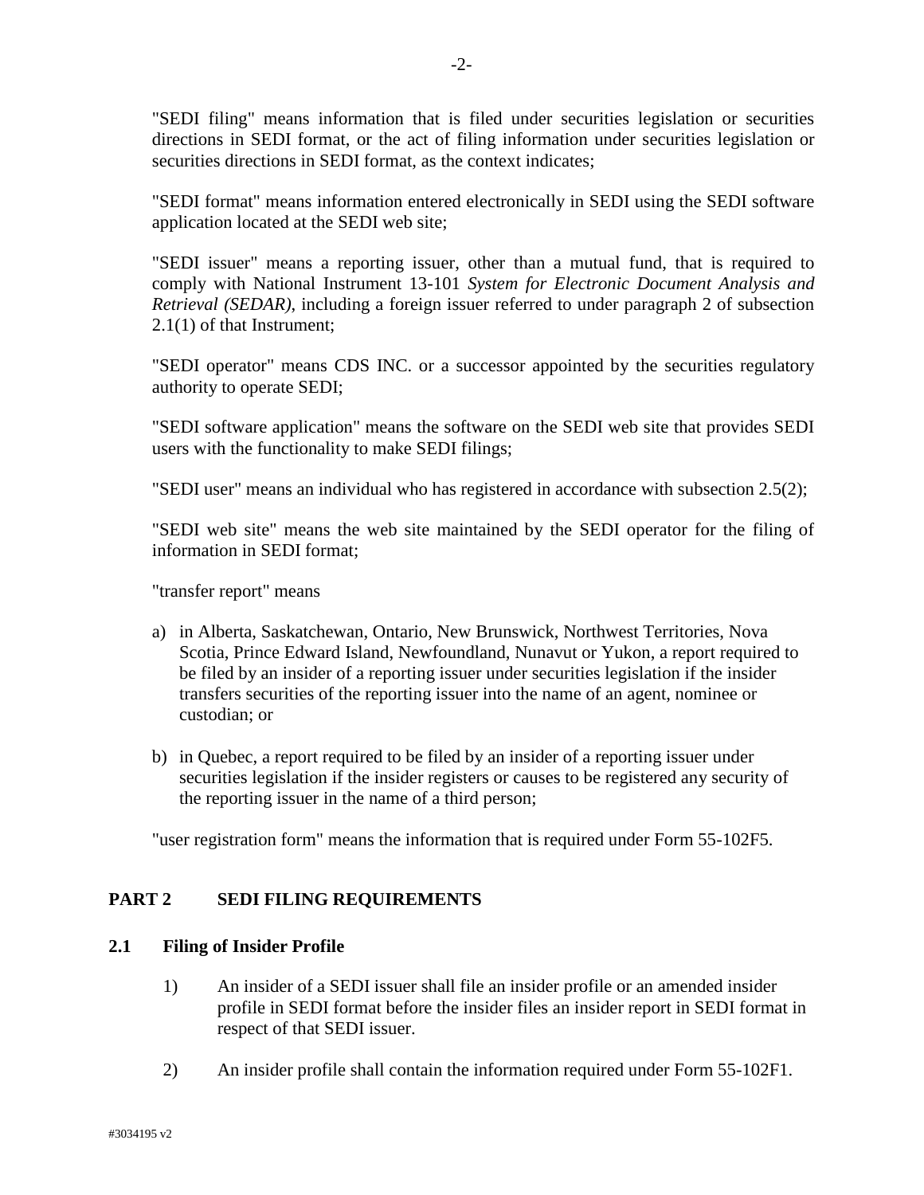"SEDI filing" means information that is filed under securities legislation or securities directions in SEDI format, or the act of filing information under securities legislation or securities directions in SEDI format, as the context indicates;

"SEDI format" means information entered electronically in SEDI using the SEDI software application located at the SEDI web site;

"SEDI issuer" means a reporting issuer, other than a mutual fund, that is required to comply with National Instrument 13-101 *System for Electronic Document Analysis and Retrieval (SEDAR)*, including a foreign issuer referred to under paragraph 2 of subsection 2.1(1) of that Instrument;

"SEDI operator" means CDS INC. or a successor appointed by the securities regulatory authority to operate SEDI;

"SEDI software application" means the software on the SEDI web site that provides SEDI users with the functionality to make SEDI filings;

"SEDI user" means an individual who has registered in accordance with subsection 2.5(2);

"SEDI web site" means the web site maintained by the SEDI operator for the filing of information in SEDI format;

"transfer report" means

a) in Alberta, Saskatchewan, Ontario, New Brunswick, Northwest Territories, Nova Scotia, Prince Edward Island, Newfoundland, Nunavut or Yukon, a report required to be filed by an insider of a reporting issuer under securities legislation if the insider transfers securities of the reporting issuer into the name of an agent, nominee or custodian; or

b) in Quebec, a report required to be filed by an insider of a reporting issuer under securities legislation if the insider registers or causes to be registered any security of the reporting issuer in the name of a third person;

"user registration form" means the information that is required under Form 55-102F5.

## PART 2 SEDI FILING REQUIREMENTS

### 2.1 Filing of Insider Profile

1) An insider of a SEDI issuer shall file an insider profile or an amended insider profile in SEDI format before the insider files an insider report in SEDI format in respect of that SEDI issuer.

2) An insider profile shall contain the information required under Form 55-102F1.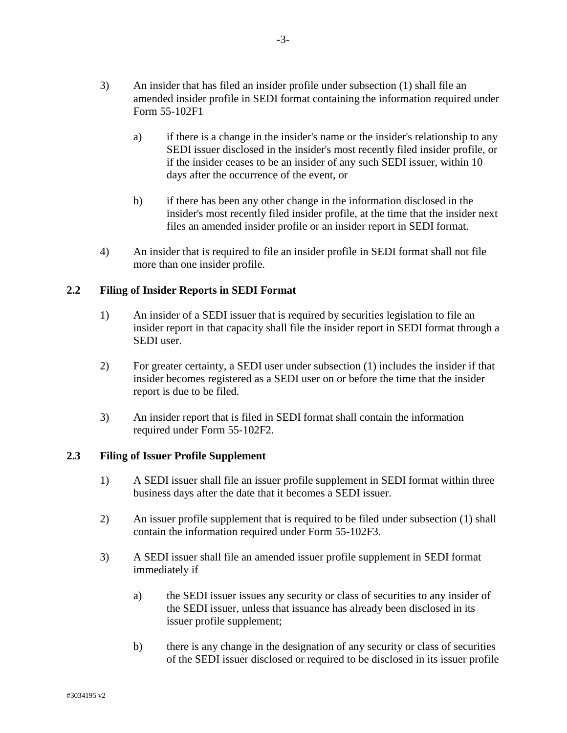3) An insider that has filed an insider profile under subsection (1) shall file an amended insider profile in SEDI format containing the information required under Form 55-102F1

   a) if there is a change in the insider's name or the insider's relationship to any SEDI issuer disclosed in the insider's most recently filed insider profile, or if the insider ceases to be an insider of any such SEDI issuer, within 10 days after the occurrence of the event, or

   b) if there has been any other change in the information disclosed in the insider's most recently filed insider profile, at the time that the insider next files an amended insider profile or an insider report in SEDI format.

4) An insider that is required to file an insider profile in SEDI format shall not file more than one insider profile.

### 2.2 Filing of Insider Reports in SEDI Format

1) An insider of a SEDI issuer that is required by securities legislation to file an insider report in that capacity shall file the insider report in SEDI format through a SEDI user.

2) For greater certainty, a SEDI user under subsection (1) includes the insider if that insider becomes registered as a SEDI user on or before the time that the insider report is due to be filed.

3) An insider report that is filed in SEDI format shall contain the information required under Form 55-102F2.

### 2.3 Filing of Issuer Profile Supplement

1) A SEDI issuer shall file an issuer profile supplement in SEDI format within three business days after the date that it becomes a SEDI issuer.

2) An issuer profile supplement that is required to be filed under subsection (1) shall contain the information required under Form 55-102F3.

3) A SEDI issuer shall file an amended issuer profile supplement in SEDI format immediately if

   a) the SEDI issuer issues any security or class of securities to any insider of the SEDI issuer, unless that issuance has already been disclosed in its issuer profile supplement;

   b) there is any change in the designation of any security or class of securities of the SEDI issuer disclosed or required to be disclosed in its issuer profile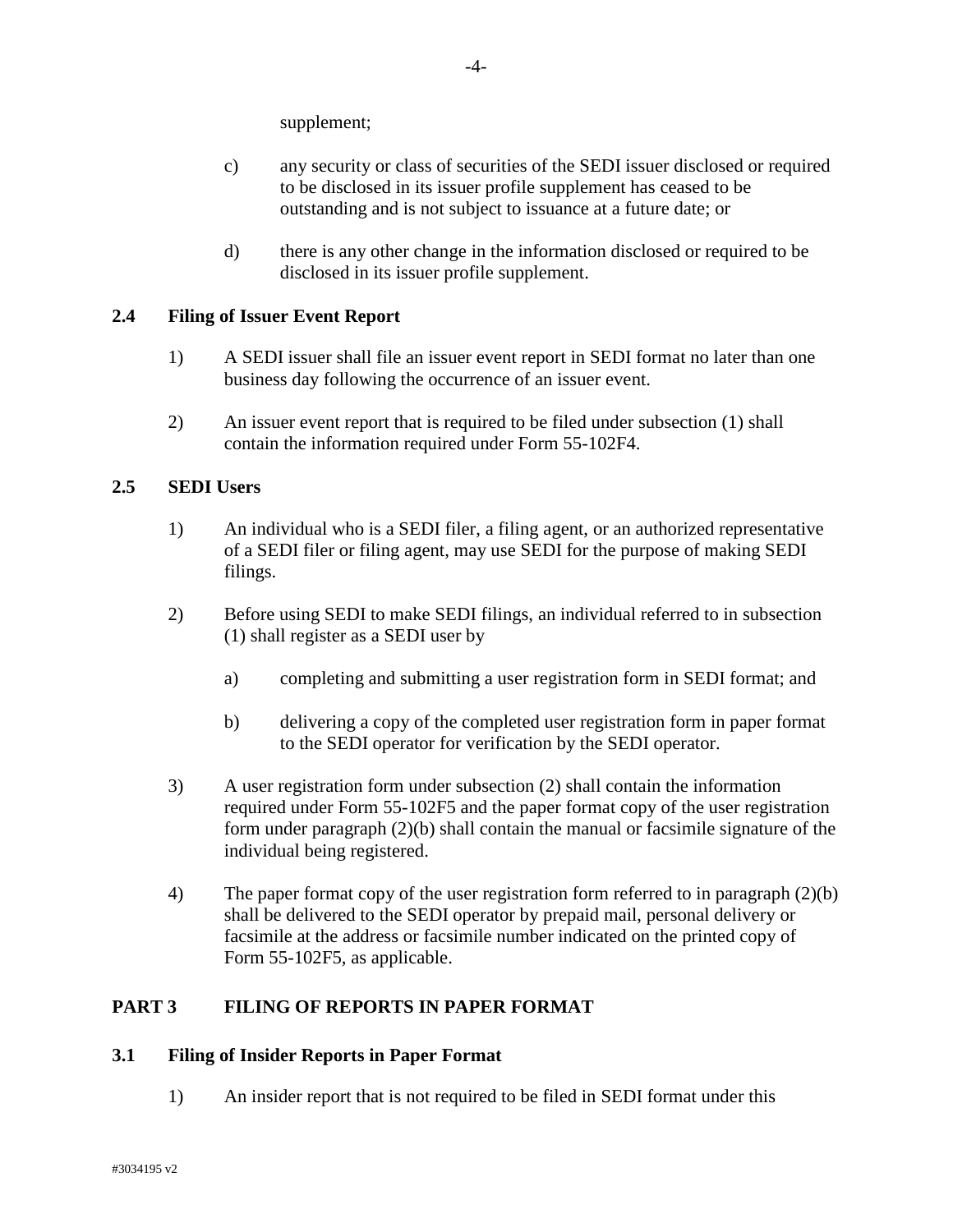supplement;

c) any security or class of securities of the SEDI issuer disclosed or required to be disclosed in its issuer profile supplement has ceased to be outstanding and is not subject to issuance at a future date; or

d) there is any other change in the information disclosed or required to be disclosed in its issuer profile supplement.

### 2.4 Filing of Issuer Event Report

1) A SEDI issuer shall file an issuer event report in SEDI format no later than one business day following the occurrence of an issuer event.

2) An issuer event report that is required to be filed under subsection (1) shall contain the information required under Form 55-102F4.

### 2.5 SEDI Users

1) An individual who is a SEDI filer, a filing agent, or an authorized representative of a SEDI filer or filing agent, may use SEDI for the purpose of making SEDI filings.

2) Before using SEDI to make SEDI filings, an individual referred to in subsection (1) shall register as a SEDI user by

   a) completing and submitting a user registration form in SEDI format; and

   b) delivering a copy of the completed user registration form in paper format to the SEDI operator for verification by the SEDI operator.

3) A user registration form under subsection (2) shall contain the information required under Form 55-102F5 and the paper format copy of the user registration form under paragraph (2)(b) shall contain the manual or facsimile signature of the individual being registered.

4) The paper format copy of the user registration form referred to in paragraph (2)(b) shall be delivered to the SEDI operator by prepaid mail, personal delivery or facsimile at the address or facsimile number indicated on the printed copy of Form 55-102F5, as applicable.

## PART 3 FILING OF REPORTS IN PAPER FORMAT

### 3.1 Filing of Insider Reports in Paper Format

1) An insider report that is not required to be filed in SEDI format under this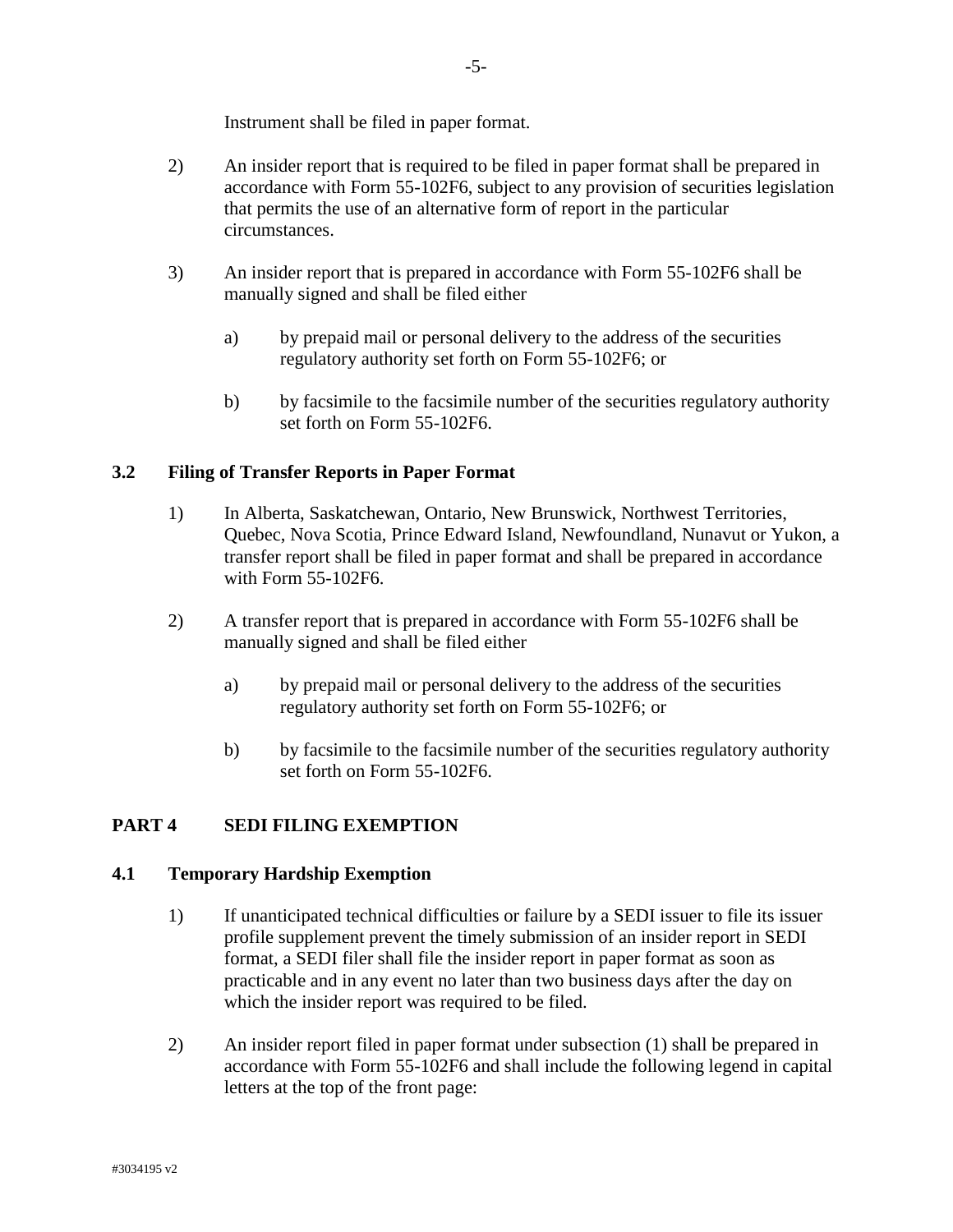Instrument shall be filed in paper format.

2) An insider report that is required to be filed in paper format shall be prepared in accordance with Form 55-102F6, subject to any provision of securities legislation that permits the use of an alternative form of report in the particular circumstances.

3) An insider report that is prepared in accordance with Form 55-102F6 shall be manually signed and shall be filed either

   a) by prepaid mail or personal delivery to the address of the securities regulatory authority set forth on Form 55-102F6; or

   b) by facsimile to the facsimile number of the securities regulatory authority set forth on Form 55-102F6.

### 3.2 Filing of Transfer Reports in Paper Format

1) In Alberta, Saskatchewan, Ontario, New Brunswick, Northwest Territories, Quebec, Nova Scotia, Prince Edward Island, Newfoundland, Nunavut or Yukon, a transfer report shall be filed in paper format and shall be prepared in accordance with Form 55-102F6.

2) A transfer report that is prepared in accordance with Form 55-102F6 shall be manually signed and shall be filed either

   a) by prepaid mail or personal delivery to the address of the securities regulatory authority set forth on Form 55-102F6; or

   b) by facsimile to the facsimile number of the securities regulatory authority set forth on Form 55-102F6.

## PART 4 SEDI FILING EXEMPTION

### 4.1 Temporary Hardship Exemption

1) If unanticipated technical difficulties or failure by a SEDI issuer to file its issuer profile supplement prevent the timely submission of an insider report in SEDI format, a SEDI filer shall file the insider report in paper format as soon as practicable and in any event no later than two business days after the day on which the insider report was required to be filed.

2) An insider report filed in paper format under subsection (1) shall be prepared in accordance with Form 55-102F6 and shall include the following legend in capital letters at the top of the front page: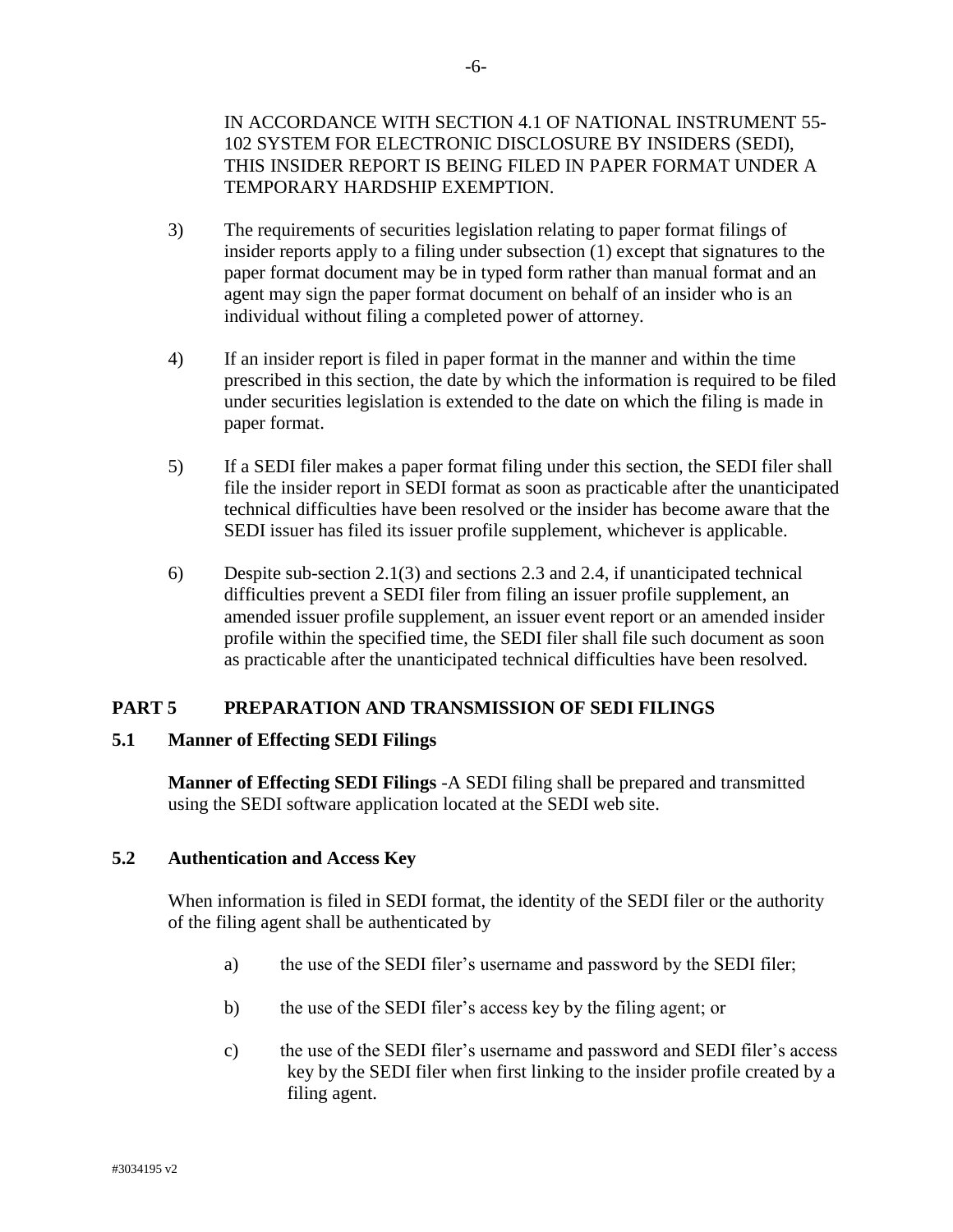IN ACCORDANCE WITH SECTION 4.1 OF NATIONAL INSTRUMENT 55-102 SYSTEM FOR ELECTRONIC DISCLOSURE BY INSIDERS (SEDI), THIS INSIDER REPORT IS BEING FILED IN PAPER FORMAT UNDER A TEMPORARY HARDSHIP EXEMPTION.

3) The requirements of securities legislation relating to paper format filings of insider reports apply to a filing under subsection (1) except that signatures to the paper format document may be in typed form rather than manual format and an agent may sign the paper format document on behalf of an insider who is an individual without filing a completed power of attorney.

4) If an insider report is filed in paper format in the manner and within the time prescribed in this section, the date by which the information is required to be filed under securities legislation is extended to the date on which the filing is made in paper format.

5) If a SEDI filer makes a paper format filing under this section, the SEDI filer shall file the insider report in SEDI format as soon as practicable after the unanticipated technical difficulties have been resolved or the insider has become aware that the SEDI issuer has filed its issuer profile supplement, whichever is applicable.

6) Despite sub-section 2.1(3) and sections 2.3 and 2.4, if unanticipated technical difficulties prevent a SEDI filer from filing an issuer profile supplement, an amended issuer profile supplement, an issuer event report or an amended insider profile within the specified time, the SEDI filer shall file such document as soon as practicable after the unanticipated technical difficulties have been resolved.

## PART 5 PREPARATION AND TRANSMISSION OF SEDI FILINGS

### 5.1 Manner of Effecting SEDI Filings

**Manner of Effecting SEDI Filings** -A SEDI filing shall be prepared and transmitted using the SEDI software application located at the SEDI web site.

### 5.2 Authentication and Access Key

When information is filed in SEDI format, the identity of the SEDI filer or the authority of the filing agent shall be authenticated by

a) the use of the SEDI filer's username and password by the SEDI filer;

b) the use of the SEDI filer's access key by the filing agent; or

c) the use of the SEDI filer's username and password and SEDI filer's access key by the SEDI filer when first linking to the insider profile created by a filing agent.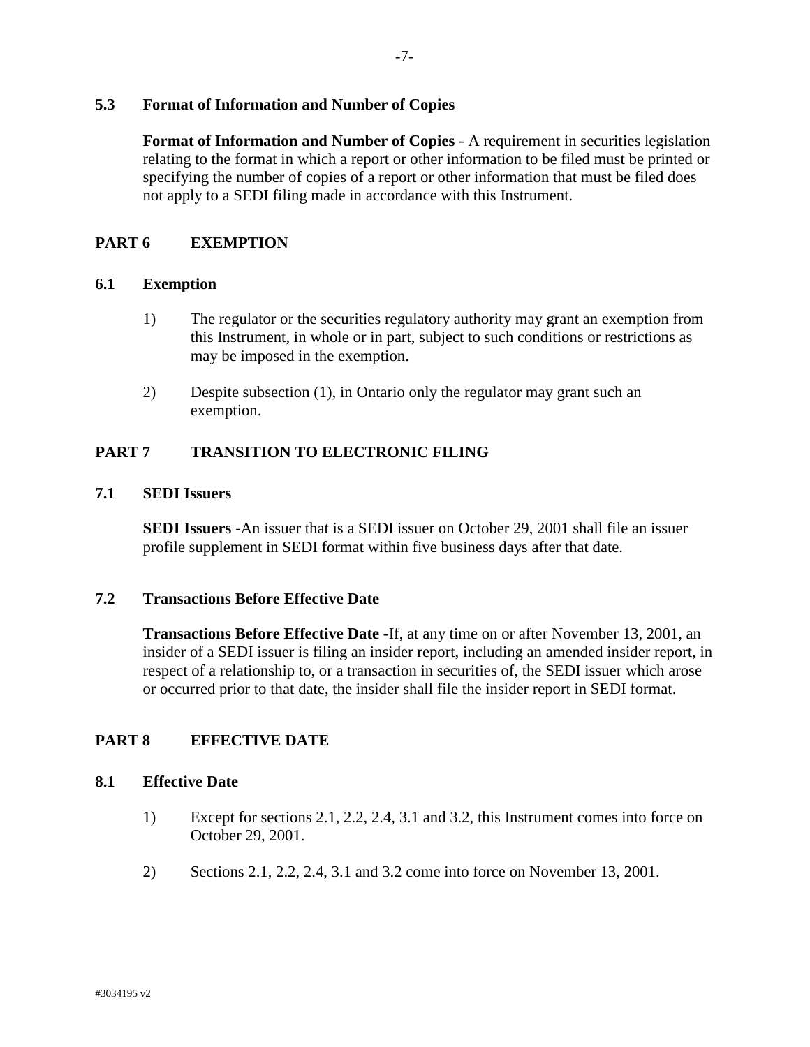### 5.3 Format of Information and Number of Copies

**Format of Information and Number of Copies** - A requirement in securities legislation relating to the format in which a report or other information to be filed must be printed or specifying the number of copies of a report or other information that must be filed does not apply to a SEDI filing made in accordance with this Instrument.

## PART 6 EXEMPTION

### 6.1 Exemption

1) The regulator or the securities regulatory authority may grant an exemption from this Instrument, in whole or in part, subject to such conditions or restrictions as may be imposed in the exemption.

2) Despite subsection (1), in Ontario only the regulator may grant such an exemption.

## PART 7 TRANSITION TO ELECTRONIC FILING

### 7.1 SEDI Issuers

**SEDI Issuers** -An issuer that is a SEDI issuer on October 29, 2001 shall file an issuer profile supplement in SEDI format within five business days after that date.

### 7.2 Transactions Before Effective Date

**Transactions Before Effective Date** -If, at any time on or after November 13, 2001, an insider of a SEDI issuer is filing an insider report, including an amended insider report, in respect of a relationship to, or a transaction in securities of, the SEDI issuer which arose or occurred prior to that date, the insider shall file the insider report in SEDI format.

## PART 8 EFFECTIVE DATE

### 8.1 Effective Date

1) Except for sections 2.1, 2.2, 2.4, 3.1 and 3.2, this Instrument comes into force on October 29, 2001.

2) Sections 2.1, 2.2, 2.4, 3.1 and 3.2 come into force on November 13, 2001.

#3034195 v2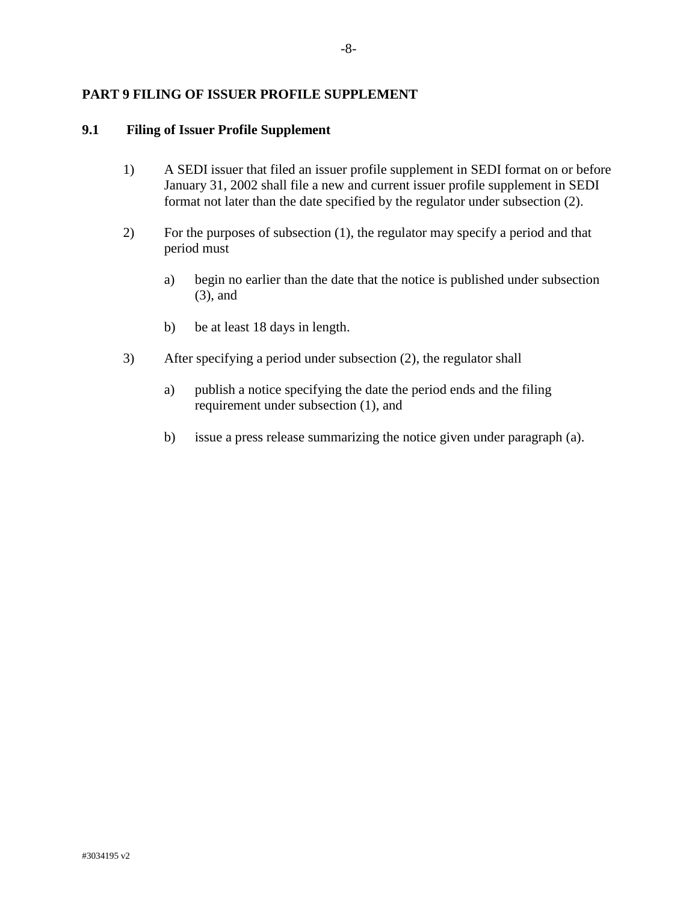## PART 9 FILING OF ISSUER PROFILE SUPPLEMENT

### 9.1 Filing of Issuer Profile Supplement

1) A SEDI issuer that filed an issuer profile supplement in SEDI format on or before January 31, 2002 shall file a new and current issuer profile supplement in SEDI format not later than the date specified by the regulator under subsection (2).

2) For the purposes of subsection (1), the regulator may specify a period and that period must

   a) begin no earlier than the date that the notice is published under subsection (3), and

   b) be at least 18 days in length.

3) After specifying a period under subsection (2), the regulator shall

   a) publish a notice specifying the date the period ends and the filing requirement under subsection (1), and

   b) issue a press release summarizing the notice given under paragraph (a).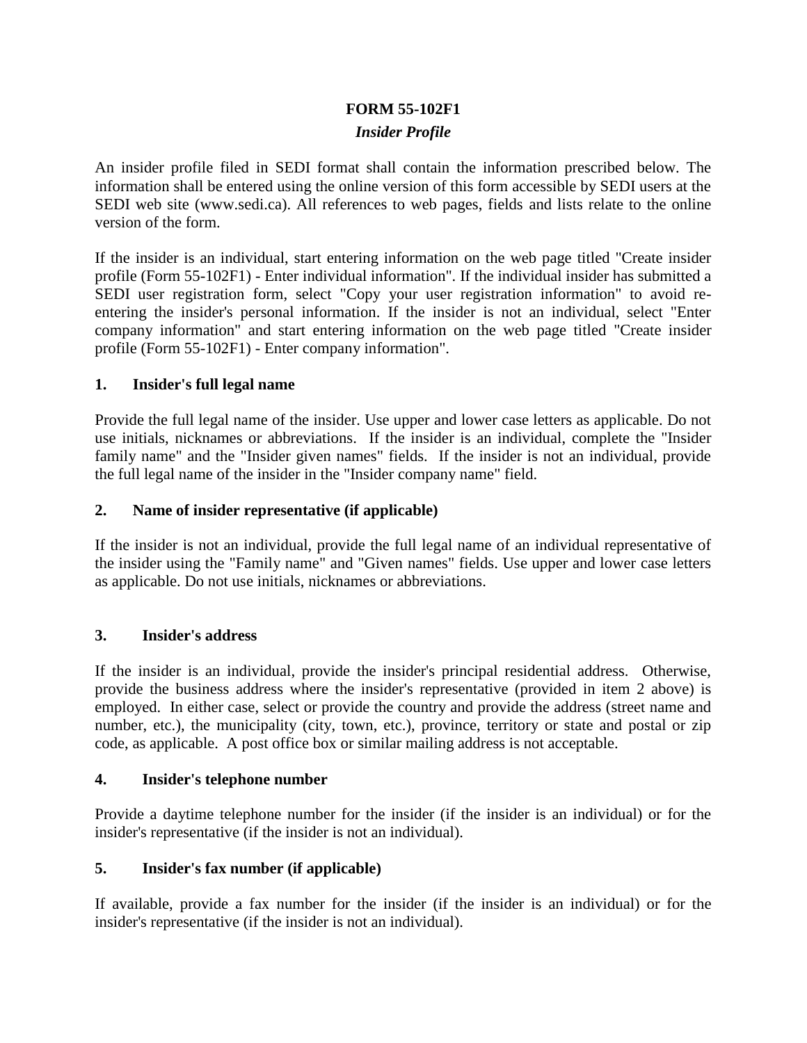**FORM 55-102F1**

***Insider Profile***

An insider profile filed in SEDI format shall contain the information prescribed below. The information shall be entered using the online version of this form accessible by SEDI users at the SEDI web site (www.sedi.ca). All references to web pages, fields and lists relate to the online version of the form.

If the insider is an individual, start entering information on the web page titled "Create insider profile (Form 55-102F1) - Enter individual information". If the individual insider has submitted a SEDI user registration form, select "Copy your user registration information" to avoid re-entering the insider's personal information. If the insider is not an individual, select "Enter company information" and start entering information on the web page titled "Create insider profile (Form 55-102F1) - Enter company information".

**1. Insider's full legal name**

Provide the full legal name of the insider. Use upper and lower case letters as applicable. Do not use initials, nicknames or abbreviations. If the insider is an individual, complete the "Insider family name" and the "Insider given names" fields. If the insider is not an individual, provide the full legal name of the insider in the "Insider company name" field.

**2. Name of insider representative (if applicable)**

If the insider is not an individual, provide the full legal name of an individual representative of the insider using the "Family name" and "Given names" fields. Use upper and lower case letters as applicable. Do not use initials, nicknames or abbreviations.

**3. Insider's address**

If the insider is an individual, provide the insider's principal residential address. Otherwise, provide the business address where the insider's representative (provided in item 2 above) is employed. In either case, select or provide the country and provide the address (street name and number, etc.), the municipality (city, town, etc.), province, territory or state and postal or zip code, as applicable. A post office box or similar mailing address is not acceptable.

**4. Insider's telephone number**

Provide a daytime telephone number for the insider (if the insider is an individual) or for the insider's representative (if the insider is not an individual).

**5. Insider's fax number (if applicable)**

If available, provide a fax number for the insider (if the insider is an individual) or for the insider's representative (if the insider is not an individual).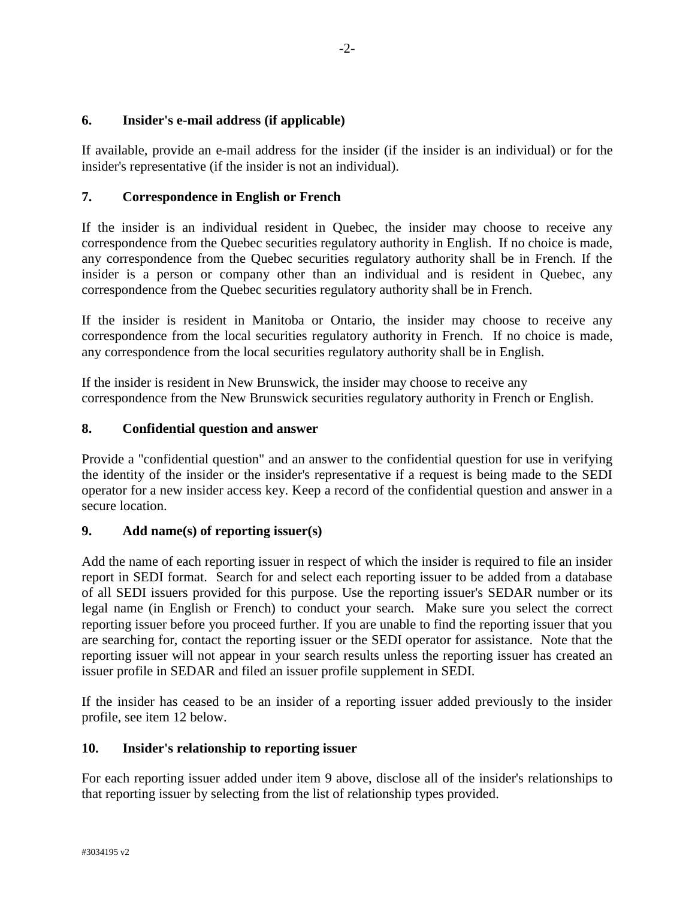**6. Insider's e-mail address (if applicable)**

If available, provide an e-mail address for the insider (if the insider is an individual) or for the insider's representative (if the insider is not an individual).

**7. Correspondence in English or French**

If the insider is an individual resident in Quebec, the insider may choose to receive any correspondence from the Quebec securities regulatory authority in English. If no choice is made, any correspondence from the Quebec securities regulatory authority shall be in French. If the insider is a person or company other than an individual and is resident in Quebec, any correspondence from the Quebec securities regulatory authority shall be in French.

If the insider is resident in Manitoba or Ontario, the insider may choose to receive any correspondence from the local securities regulatory authority in French. If no choice is made, any correspondence from the local securities regulatory authority shall be in English.

If the insider is resident in New Brunswick, the insider may choose to receive any correspondence from the New Brunswick securities regulatory authority in French or English.

**8. Confidential question and answer**

Provide a "confidential question" and an answer to the confidential question for use in verifying the identity of the insider or the insider's representative if a request is being made to the SEDI operator for a new insider access key. Keep a record of the confidential question and answer in a secure location.

**9. Add name(s) of reporting issuer(s)**

Add the name of each reporting issuer in respect of which the insider is required to file an insider report in SEDI format. Search for and select each reporting issuer to be added from a database of all SEDI issuers provided for this purpose. Use the reporting issuer's SEDAR number or its legal name (in English or French) to conduct your search. Make sure you select the correct reporting issuer before you proceed further. If you are unable to find the reporting issuer that you are searching for, contact the reporting issuer or the SEDI operator for assistance. Note that the reporting issuer will not appear in your search results unless the reporting issuer has created an issuer profile in SEDAR and filed an issuer profile supplement in SEDI.

If the insider has ceased to be an insider of a reporting issuer added previously to the insider profile, see item 12 below.

**10. Insider's relationship to reporting issuer**

For each reporting issuer added under item 9 above, disclose all of the insider's relationships to that reporting issuer by selecting from the list of relationship types provided.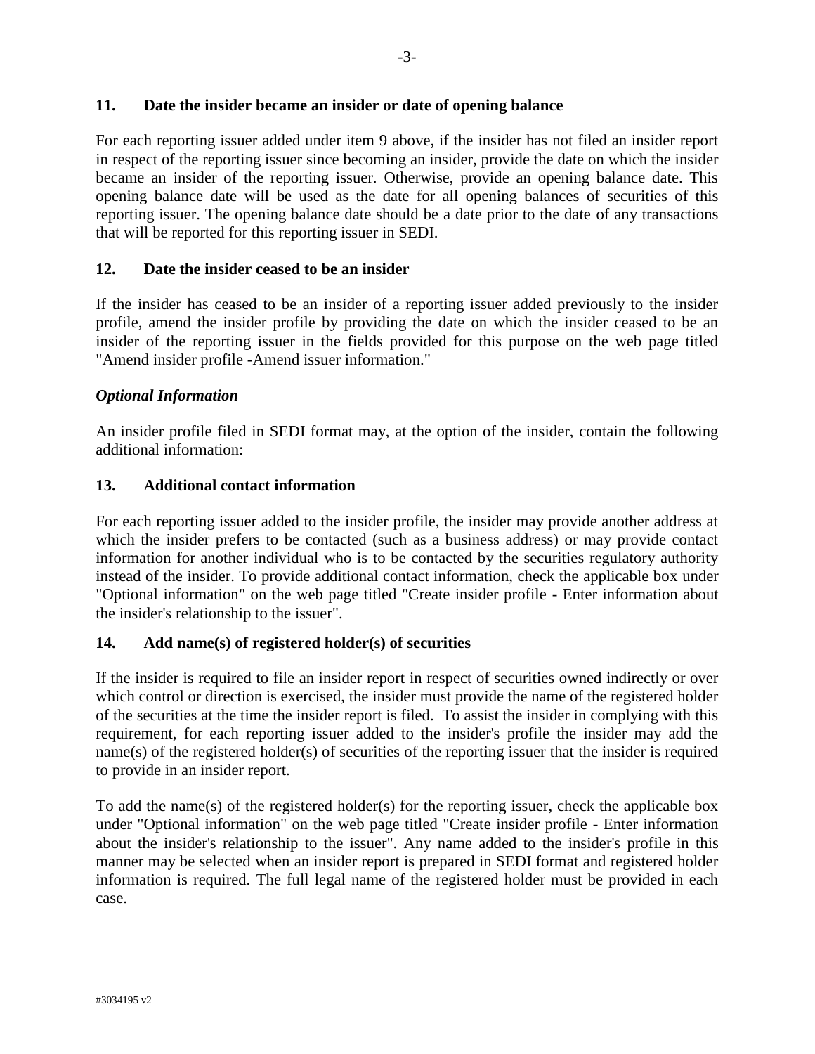### 11. Date the insider became an insider or date of opening balance

For each reporting issuer added under item 9 above, if the insider has not filed an insider report in respect of the reporting issuer since becoming an insider, provide the date on which the insider became an insider of the reporting issuer. Otherwise, provide an opening balance date. This opening balance date will be used as the date for all opening balances of securities of this reporting issuer. The opening balance date should be a date prior to the date of any transactions that will be reported for this reporting issuer in SEDI.

### 12. Date the insider ceased to be an insider

If the insider has ceased to be an insider of a reporting issuer added previously to the insider profile, amend the insider profile by providing the date on which the insider ceased to be an insider of the reporting issuer in the fields provided for this purpose on the web page titled "Amend insider profile -Amend issuer information."

***Optional Information***

An insider profile filed in SEDI format may, at the option of the insider, contain the following additional information:

### 13. Additional contact information

For each reporting issuer added to the insider profile, the insider may provide another address at which the insider prefers to be contacted (such as a business address) or may provide contact information for another individual who is to be contacted by the securities regulatory authority instead of the insider. To provide additional contact information, check the applicable box under "Optional information" on the web page titled "Create insider profile - Enter information about the insider's relationship to the issuer".

### 14. Add name(s) of registered holder(s) of securities

If the insider is required to file an insider report in respect of securities owned indirectly or over which control or direction is exercised, the insider must provide the name of the registered holder of the securities at the time the insider report is filed. To assist the insider in complying with this requirement, for each reporting issuer added to the insider's profile the insider may add the name(s) of the registered holder(s) of securities of the reporting issuer that the insider is required to provide in an insider report.

To add the name(s) of the registered holder(s) for the reporting issuer, check the applicable box under "Optional information" on the web page titled "Create insider profile - Enter information about the insider's relationship to the issuer". Any name added to the insider's profile in this manner may be selected when an insider report is prepared in SEDI format and registered holder information is required. The full legal name of the registered holder must be provided in each case.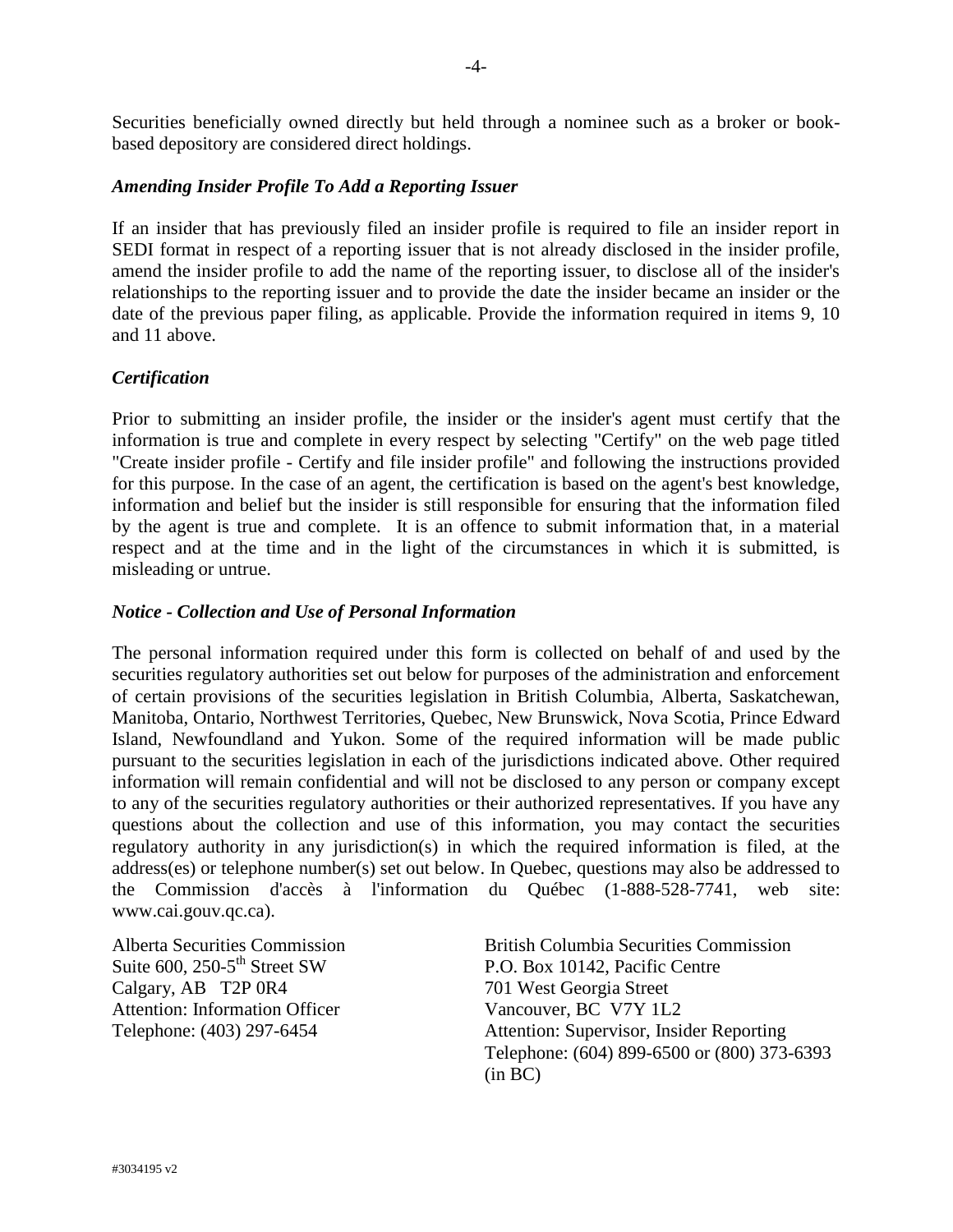Securities beneficially owned directly but held through a nominee such as a broker or book-based depository are considered direct holdings.

***Amending Insider Profile To Add a Reporting Issuer***

If an insider that has previously filed an insider profile is required to file an insider report in SEDI format in respect of a reporting issuer that is not already disclosed in the insider profile, amend the insider profile to add the name of the reporting issuer, to disclose all of the insider's relationships to the reporting issuer and to provide the date the insider became an insider or the date of the previous paper filing, as applicable. Provide the information required in items 9, 10 and 11 above.

***Certification***

Prior to submitting an insider profile, the insider or the insider's agent must certify that the information is true and complete in every respect by selecting "Certify" on the web page titled "Create insider profile - Certify and file insider profile" and following the instructions provided for this purpose. In the case of an agent, the certification is based on the agent's best knowledge, information and belief but the insider is still responsible for ensuring that the information filed by the agent is true and complete. It is an offence to submit information that, in a material respect and at the time and in the light of the circumstances in which it is submitted, is misleading or untrue.

***Notice - Collection and Use of Personal Information***

The personal information required under this form is collected on behalf of and used by the securities regulatory authorities set out below for purposes of the administration and enforcement of certain provisions of the securities legislation in British Columbia, Alberta, Saskatchewan, Manitoba, Ontario, Northwest Territories, Quebec, New Brunswick, Nova Scotia, Prince Edward Island, Newfoundland and Yukon. Some of the required information will be made public pursuant to the securities legislation in each of the jurisdictions indicated above. Other required information will remain confidential and will not be disclosed to any person or company except to any of the securities regulatory authorities or their authorized representatives. If you have any questions about the collection and use of this information, you may contact the securities regulatory authority in any jurisdiction(s) in which the required information is filed, at the address(es) or telephone number(s) set out below. In Quebec, questions may also be addressed to the Commission d'accès à l'information du Québec (1-888-528-7741, web site: www.cai.gouv.qc.ca).

Alberta Securities Commission
Suite 600, 250-5th Street SW
Calgary, AB T2P 0R4
Attention: Information Officer
Telephone: (403) 297-6454

British Columbia Securities Commission
P.O. Box 10142, Pacific Centre
701 West Georgia Street
Vancouver, BC V7Y 1L2
Attention: Supervisor, Insider Reporting
Telephone: (604) 899-6500 or (800) 373-6393 (in BC)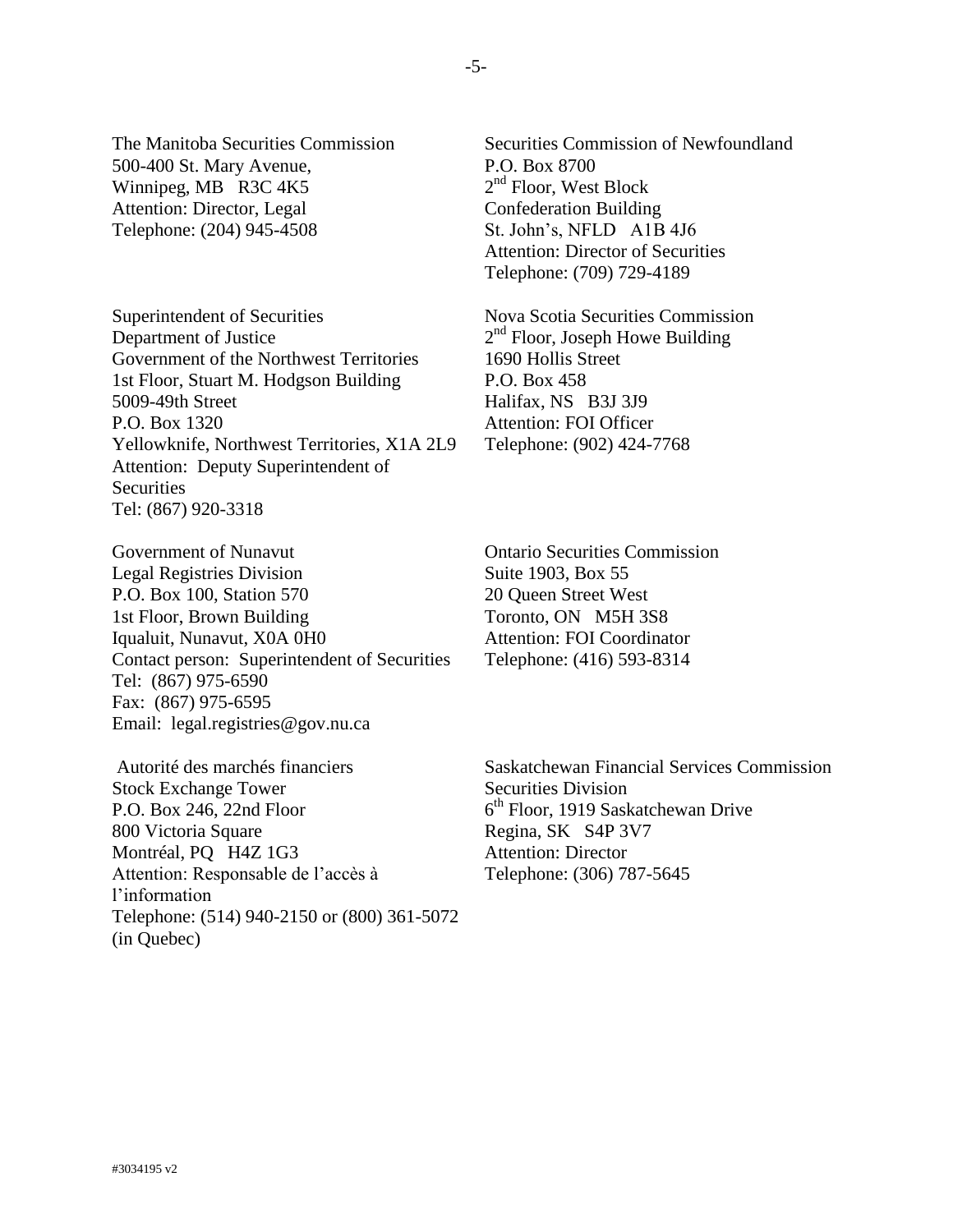The Manitoba Securities Commission
500-400 St. Mary Avenue,
Winnipeg, MB R3C 4K5
Attention: Director, Legal
Telephone: (204) 945-4508

Securities Commission of Newfoundland
P.O. Box 8700
2nd Floor, West Block
Confederation Building
St. John's, NFLD A1B 4J6
Attention: Director of Securities
Telephone: (709) 729-4189

Superintendent of Securities
Department of Justice
Government of the Northwest Territories
1st Floor, Stuart M. Hodgson Building
5009-49th Street
P.O. Box 1320
Yellowknife, Northwest Territories, X1A 2L9
Attention: Deputy Superintendent of Securities
Tel: (867) 920-3318

Nova Scotia Securities Commission
2nd Floor, Joseph Howe Building
1690 Hollis Street
P.O. Box 458
Halifax, NS B3J 3J9
Attention: FOI Officer
Telephone: (902) 424-7768

Government of Nunavut
Legal Registries Division
P.O. Box 100, Station 570
1st Floor, Brown Building
Iqualuit, Nunavut, X0A 0H0
Contact person: Superintendent of Securities
Tel: (867) 975-6590
Fax: (867) 975-6595
Email: legal.registries@gov.nu.ca

Ontario Securities Commission
Suite 1903, Box 55
20 Queen Street West
Toronto, ON M5H 3S8
Attention: FOI Coordinator
Telephone: (416) 593-8314

Autorité des marchés financiers
Stock Exchange Tower
P.O. Box 246, 22nd Floor
800 Victoria Square
Montréal, PQ H4Z 1G3
Attention: Responsable de l'accès à l'information
Telephone: (514) 940-2150 or (800) 361-5072 (in Quebec)

Saskatchewan Financial Services Commission
Securities Division
6th Floor, 1919 Saskatchewan Drive
Regina, SK S4P 3V7
Attention: Director
Telephone: (306) 787-5645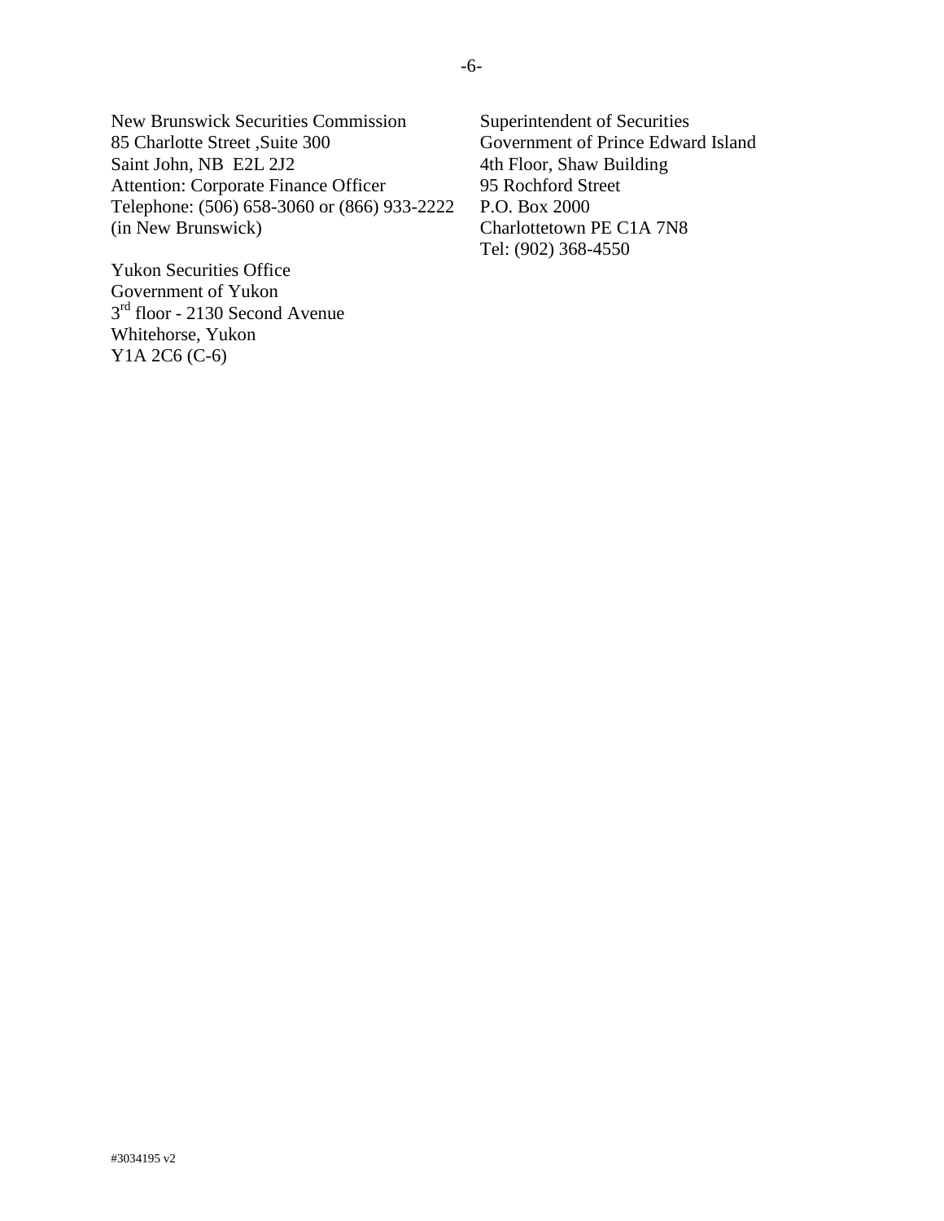New Brunswick Securities Commission
85 Charlotte Street ,Suite 300
Saint John, NB E2L 2J2
Attention: Corporate Finance Officer
Telephone: (506) 658-3060 or (866) 933-2222
(in New Brunswick)

Superintendent of Securities
Government of Prince Edward Island
4th Floor, Shaw Building
95 Rochford Street
P.O. Box 2000
Charlottetown PE C1A 7N8
Tel: (902) 368-4550

Yukon Securities Office
Government of Yukon
3rd floor - 2130 Second Avenue
Whitehorse, Yukon
Y1A 2C6 (C-6)

#3034195 v2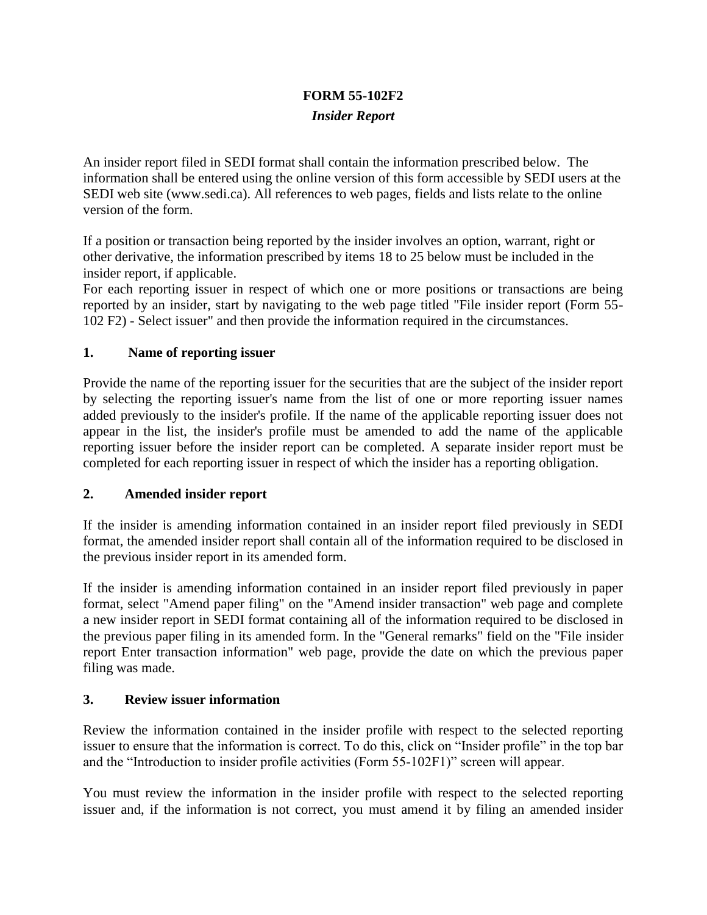# FORM 55-102F2

***Insider Report***

An insider report filed in SEDI format shall contain the information prescribed below. The information shall be entered using the online version of this form accessible by SEDI users at the SEDI web site (www.sedi.ca). All references to web pages, fields and lists relate to the online version of the form.

If a position or transaction being reported by the insider involves an option, warrant, right or other derivative, the information prescribed by items 18 to 25 below must be included in the insider report, if applicable.

For each reporting issuer in respect of which one or more positions or transactions are being reported by an insider, start by navigating to the web page titled "File insider report (Form 55-102 F2) - Select issuer" and then provide the information required in the circumstances.

## 1. Name of reporting issuer

Provide the name of the reporting issuer for the securities that are the subject of the insider report by selecting the reporting issuer's name from the list of one or more reporting issuer names added previously to the insider's profile. If the name of the applicable reporting issuer does not appear in the list, the insider's profile must be amended to add the name of the applicable reporting issuer before the insider report can be completed. A separate insider report must be completed for each reporting issuer in respect of which the insider has a reporting obligation.

## 2. Amended insider report

If the insider is amending information contained in an insider report filed previously in SEDI format, the amended insider report shall contain all of the information required to be disclosed in the previous insider report in its amended form.

If the insider is amending information contained in an insider report filed previously in paper format, select "Amend paper filing" on the "Amend insider transaction" web page and complete a new insider report in SEDI format containing all of the information required to be disclosed in the previous paper filing in its amended form. In the "General remarks" field on the "File insider report Enter transaction information" web page, provide the date on which the previous paper filing was made.

## 3. Review issuer information

Review the information contained in the insider profile with respect to the selected reporting issuer to ensure that the information is correct. To do this, click on "Insider profile" in the top bar and the "Introduction to insider profile activities (Form 55-102F1)" screen will appear.

You must review the information in the insider profile with respect to the selected reporting issuer and, if the information is not correct, you must amend it by filing an amended insider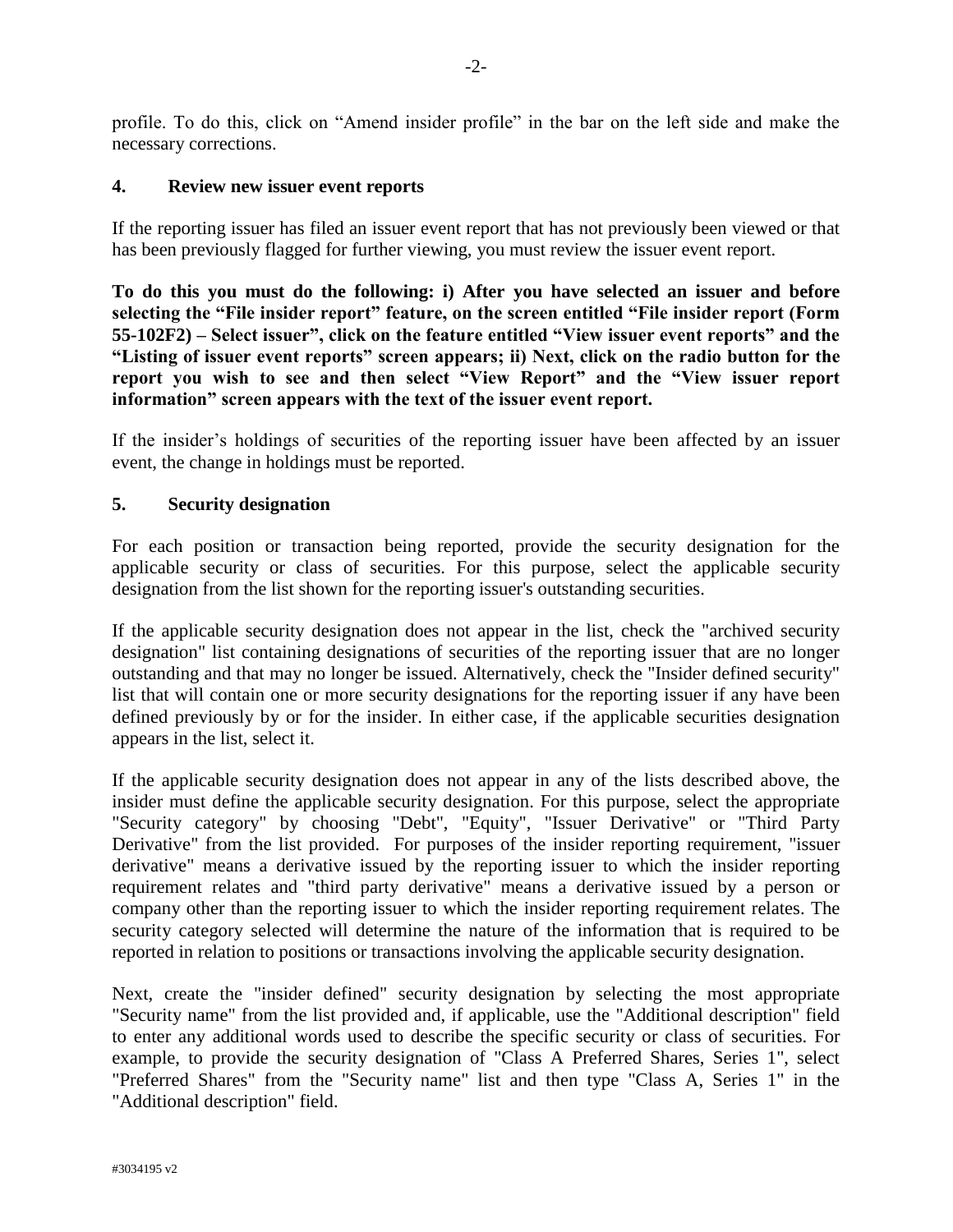profile. To do this, click on “Amend insider profile” in the bar on the left side and make the necessary corrections.

### 4. Review new issuer event reports

If the reporting issuer has filed an issuer event report that has not previously been viewed or that has been previously flagged for further viewing, you must review the issuer event report.

**To do this you must do the following: i) After you have selected an issuer and before selecting the “File insider report” feature, on the screen entitled “File insider report (Form 55-102F2) – Select issuer”, click on the feature entitled “View issuer event reports” and the “Listing of issuer event reports” screen appears; ii) Next, click on the radio button for the report you wish to see and then select “View Report” and the “View issuer report information” screen appears with the text of the issuer event report.**

If the insider’s holdings of securities of the reporting issuer have been affected by an issuer event, the change in holdings must be reported.

### 5. Security designation

For each position or transaction being reported, provide the security designation for the applicable security or class of securities. For this purpose, select the applicable security designation from the list shown for the reporting issuer's outstanding securities.

If the applicable security designation does not appear in the list, check the "archived security designation" list containing designations of securities of the reporting issuer that are no longer outstanding and that may no longer be issued. Alternatively, check the "Insider defined security" list that will contain one or more security designations for the reporting issuer if any have been defined previously by or for the insider. In either case, if the applicable securities designation appears in the list, select it.

If the applicable security designation does not appear in any of the lists described above, the insider must define the applicable security designation. For this purpose, select the appropriate "Security category" by choosing "Debt", "Equity", "Issuer Derivative" or "Third Party Derivative" from the list provided. For purposes of the insider reporting requirement, "issuer derivative" means a derivative issued by the reporting issuer to which the insider reporting requirement relates and "third party derivative" means a derivative issued by a person or company other than the reporting issuer to which the insider reporting requirement relates. The security category selected will determine the nature of the information that is required to be reported in relation to positions or transactions involving the applicable security designation.

Next, create the "insider defined" security designation by selecting the most appropriate "Security name" from the list provided and, if applicable, use the "Additional description" field to enter any additional words used to describe the specific security or class of securities. For example, to provide the security designation of "Class A Preferred Shares, Series 1", select "Preferred Shares" from the "Security name" list and then type "Class A, Series 1" in the "Additional description" field.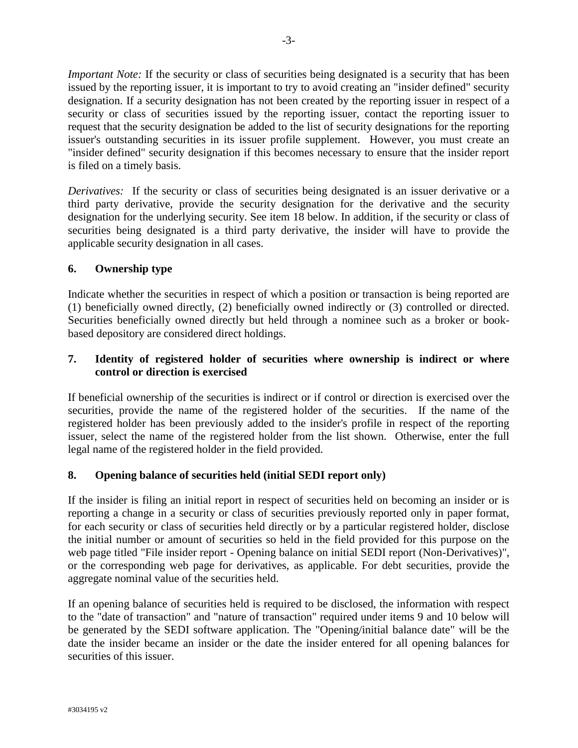*Important Note:* If the security or class of securities being designated is a security that has been issued by the reporting issuer, it is important to try to avoid creating an "insider defined" security designation. If a security designation has not been created by the reporting issuer in respect of a security or class of securities issued by the reporting issuer, contact the reporting issuer to request that the security designation be added to the list of security designations for the reporting issuer's outstanding securities in its issuer profile supplement. However, you must create an "insider defined" security designation if this becomes necessary to ensure that the insider report is filed on a timely basis.

*Derivatives:* If the security or class of securities being designated is an issuer derivative or a third party derivative, provide the security designation for the derivative and the security designation for the underlying security. See item 18 below. In addition, if the security or class of securities being designated is a third party derivative, the insider will have to provide the applicable security designation in all cases.

### 6. Ownership type

Indicate whether the securities in respect of which a position or transaction is being reported are (1) beneficially owned directly, (2) beneficially owned indirectly or (3) controlled or directed. Securities beneficially owned directly but held through a nominee such as a broker or book-based depository are considered direct holdings.

### 7. Identity of registered holder of securities where ownership is indirect or where control or direction is exercised

If beneficial ownership of the securities is indirect or if control or direction is exercised over the securities, provide the name of the registered holder of the securities. If the name of the registered holder has been previously added to the insider's profile in respect of the reporting issuer, select the name of the registered holder from the list shown. Otherwise, enter the full legal name of the registered holder in the field provided.

### 8. Opening balance of securities held (initial SEDI report only)

If the insider is filing an initial report in respect of securities held on becoming an insider or is reporting a change in a security or class of securities previously reported only in paper format, for each security or class of securities held directly or by a particular registered holder, disclose the initial number or amount of securities so held in the field provided for this purpose on the web page titled "File insider report - Opening balance on initial SEDI report (Non-Derivatives)", or the corresponding web page for derivatives, as applicable. For debt securities, provide the aggregate nominal value of the securities held.

If an opening balance of securities held is required to be disclosed, the information with respect to the "date of transaction" and "nature of transaction" required under items 9 and 10 below will be generated by the SEDI software application. The "Opening/initial balance date" will be the date the insider became an insider or the date the insider entered for all opening balances for securities of this issuer.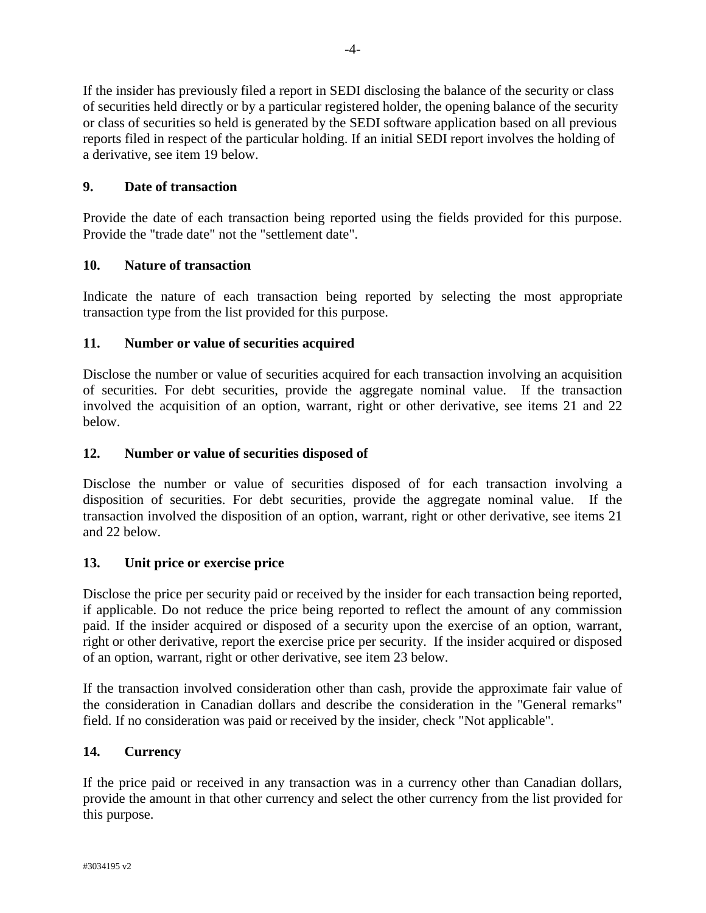If the insider has previously filed a report in SEDI disclosing the balance of the security or class of securities held directly or by a particular registered holder, the opening balance of the security or class of securities so held is generated by the SEDI software application based on all previous reports filed in respect of the particular holding. If an initial SEDI report involves the holding of a derivative, see item 19 below.

**9. Date of transaction**

Provide the date of each transaction being reported using the fields provided for this purpose. Provide the "trade date" not the "settlement date".

**10. Nature of transaction**

Indicate the nature of each transaction being reported by selecting the most appropriate transaction type from the list provided for this purpose.

**11. Number or value of securities acquired**

Disclose the number or value of securities acquired for each transaction involving an acquisition of securities. For debt securities, provide the aggregate nominal value. If the transaction involved the acquisition of an option, warrant, right or other derivative, see items 21 and 22 below.

**12. Number or value of securities disposed of**

Disclose the number or value of securities disposed of for each transaction involving a disposition of securities. For debt securities, provide the aggregate nominal value. If the transaction involved the disposition of an option, warrant, right or other derivative, see items 21 and 22 below.

**13. Unit price or exercise price**

Disclose the price per security paid or received by the insider for each transaction being reported, if applicable. Do not reduce the price being reported to reflect the amount of any commission paid. If the insider acquired or disposed of a security upon the exercise of an option, warrant, right or other derivative, report the exercise price per security. If the insider acquired or disposed of an option, warrant, right or other derivative, see item 23 below.

If the transaction involved consideration other than cash, provide the approximate fair value of the consideration in Canadian dollars and describe the consideration in the "General remarks" field. If no consideration was paid or received by the insider, check "Not applicable".

**14. Currency**

If the price paid or received in any transaction was in a currency other than Canadian dollars, provide the amount in that other currency and select the other currency from the list provided for this purpose.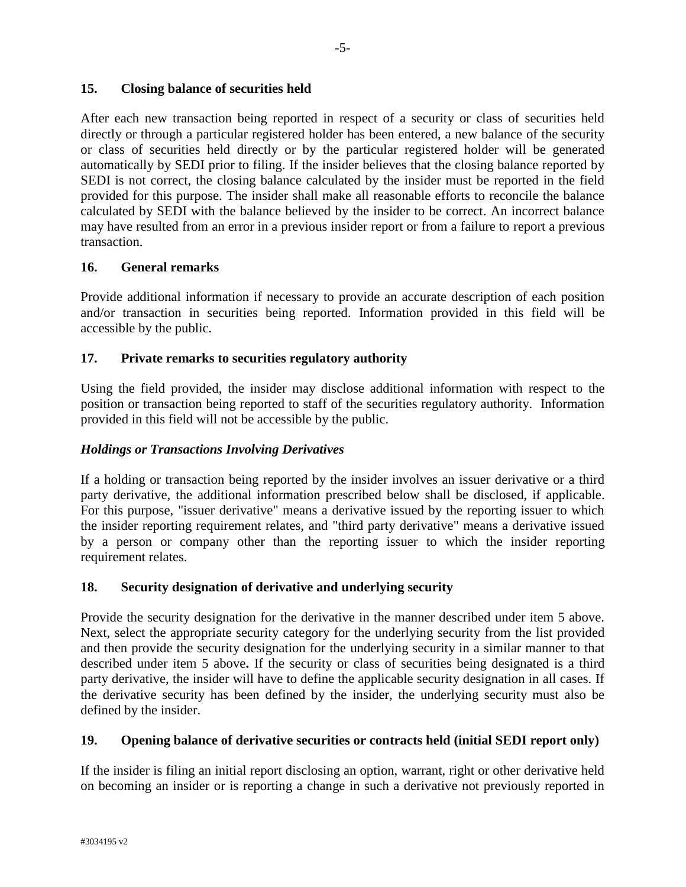### 15. Closing balance of securities held

After each new transaction being reported in respect of a security or class of securities held directly or through a particular registered holder has been entered, a new balance of the security or class of securities held directly or by the particular registered holder will be generated automatically by SEDI prior to filing. If the insider believes that the closing balance reported by SEDI is not correct, the closing balance calculated by the insider must be reported in the field provided for this purpose. The insider shall make all reasonable efforts to reconcile the balance calculated by SEDI with the balance believed by the insider to be correct. An incorrect balance may have resulted from an error in a previous insider report or from a failure to report a previous transaction.

### 16. General remarks

Provide additional information if necessary to provide an accurate description of each position and/or transaction in securities being reported. Information provided in this field will be accessible by the public.

### 17. Private remarks to securities regulatory authority

Using the field provided, the insider may disclose additional information with respect to the position or transaction being reported to staff of the securities regulatory authority. Information provided in this field will not be accessible by the public.

***Holdings or Transactions Involving Derivatives***

If a holding or transaction being reported by the insider involves an issuer derivative or a third party derivative, the additional information prescribed below shall be disclosed, if applicable. For this purpose, "issuer derivative" means a derivative issued by the reporting issuer to which the insider reporting requirement relates, and "third party derivative" means a derivative issued by a person or company other than the reporting issuer to which the insider reporting requirement relates.

### 18. Security designation of derivative and underlying security

Provide the security designation for the derivative in the manner described under item 5 above. Next, select the appropriate security category for the underlying security from the list provided and then provide the security designation for the underlying security in a similar manner to that described under item 5 above**.** If the security or class of securities being designated is a third party derivative, the insider will have to define the applicable security designation in all cases. If the derivative security has been defined by the insider, the underlying security must also be defined by the insider.

### 19. Opening balance of derivative securities or contracts held (initial SEDI report only)

If the insider is filing an initial report disclosing an option, warrant, right or other derivative held on becoming an insider or is reporting a change in such a derivative not previously reported in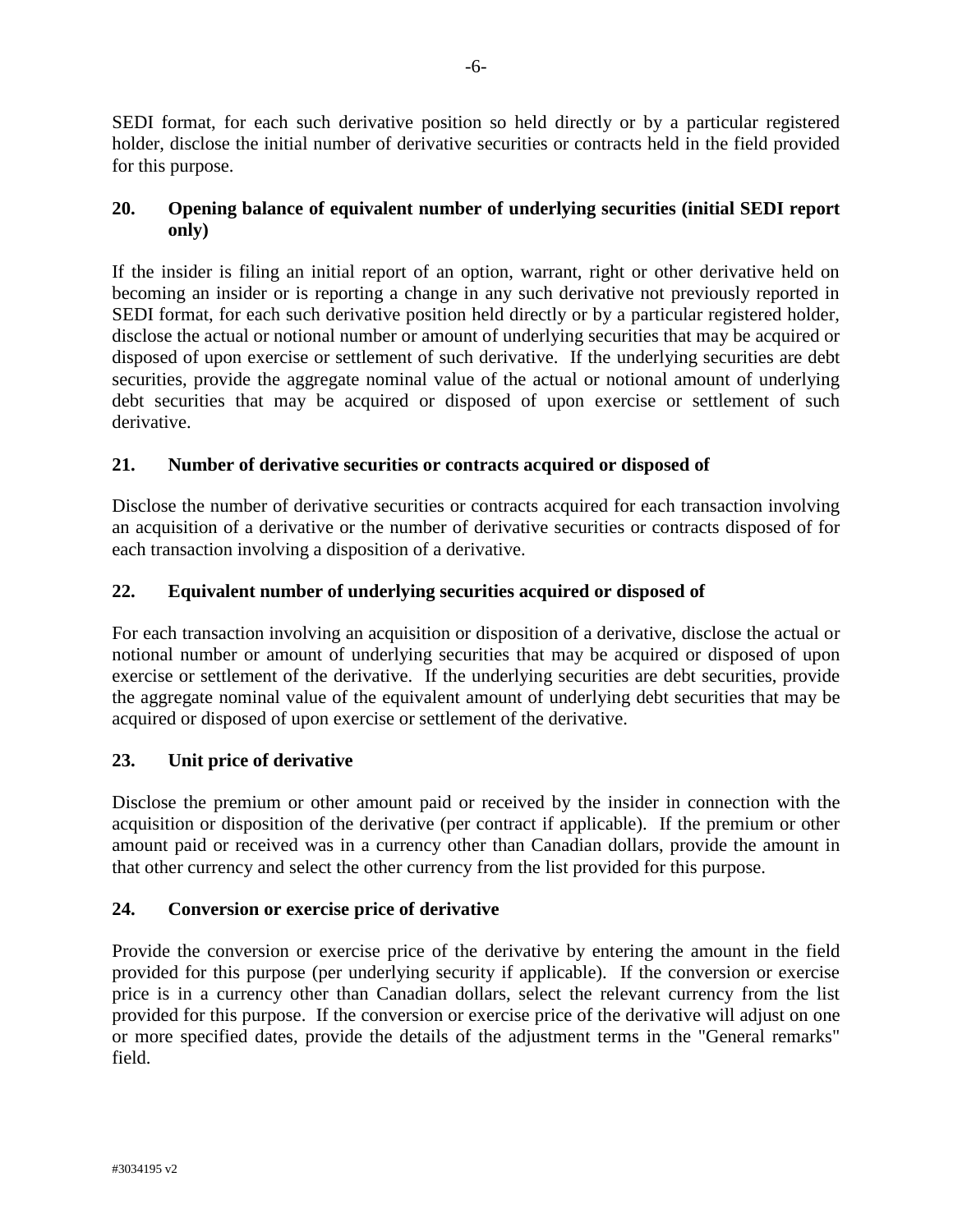SEDI format, for each such derivative position so held directly or by a particular registered holder, disclose the initial number of derivative securities or contracts held in the field provided for this purpose.

### 20. Opening balance of equivalent number of underlying securities (initial SEDI report only)

If the insider is filing an initial report of an option, warrant, right or other derivative held on becoming an insider or is reporting a change in any such derivative not previously reported in SEDI format, for each such derivative position held directly or by a particular registered holder, disclose the actual or notional number or amount of underlying securities that may be acquired or disposed of upon exercise or settlement of such derivative. If the underlying securities are debt securities, provide the aggregate nominal value of the actual or notional amount of underlying debt securities that may be acquired or disposed of upon exercise or settlement of such derivative.

### 21. Number of derivative securities or contracts acquired or disposed of

Disclose the number of derivative securities or contracts acquired for each transaction involving an acquisition of a derivative or the number of derivative securities or contracts disposed of for each transaction involving a disposition of a derivative.

### 22. Equivalent number of underlying securities acquired or disposed of

For each transaction involving an acquisition or disposition of a derivative, disclose the actual or notional number or amount of underlying securities that may be acquired or disposed of upon exercise or settlement of the derivative. If the underlying securities are debt securities, provide the aggregate nominal value of the equivalent amount of underlying debt securities that may be acquired or disposed of upon exercise or settlement of the derivative.

### 23. Unit price of derivative

Disclose the premium or other amount paid or received by the insider in connection with the acquisition or disposition of the derivative (per contract if applicable). If the premium or other amount paid or received was in a currency other than Canadian dollars, provide the amount in that other currency and select the other currency from the list provided for this purpose.

### 24. Conversion or exercise price of derivative

Provide the conversion or exercise price of the derivative by entering the amount in the field provided for this purpose (per underlying security if applicable). If the conversion or exercise price is in a currency other than Canadian dollars, select the relevant currency from the list provided for this purpose. If the conversion or exercise price of the derivative will adjust on one or more specified dates, provide the details of the adjustment terms in the "General remarks" field.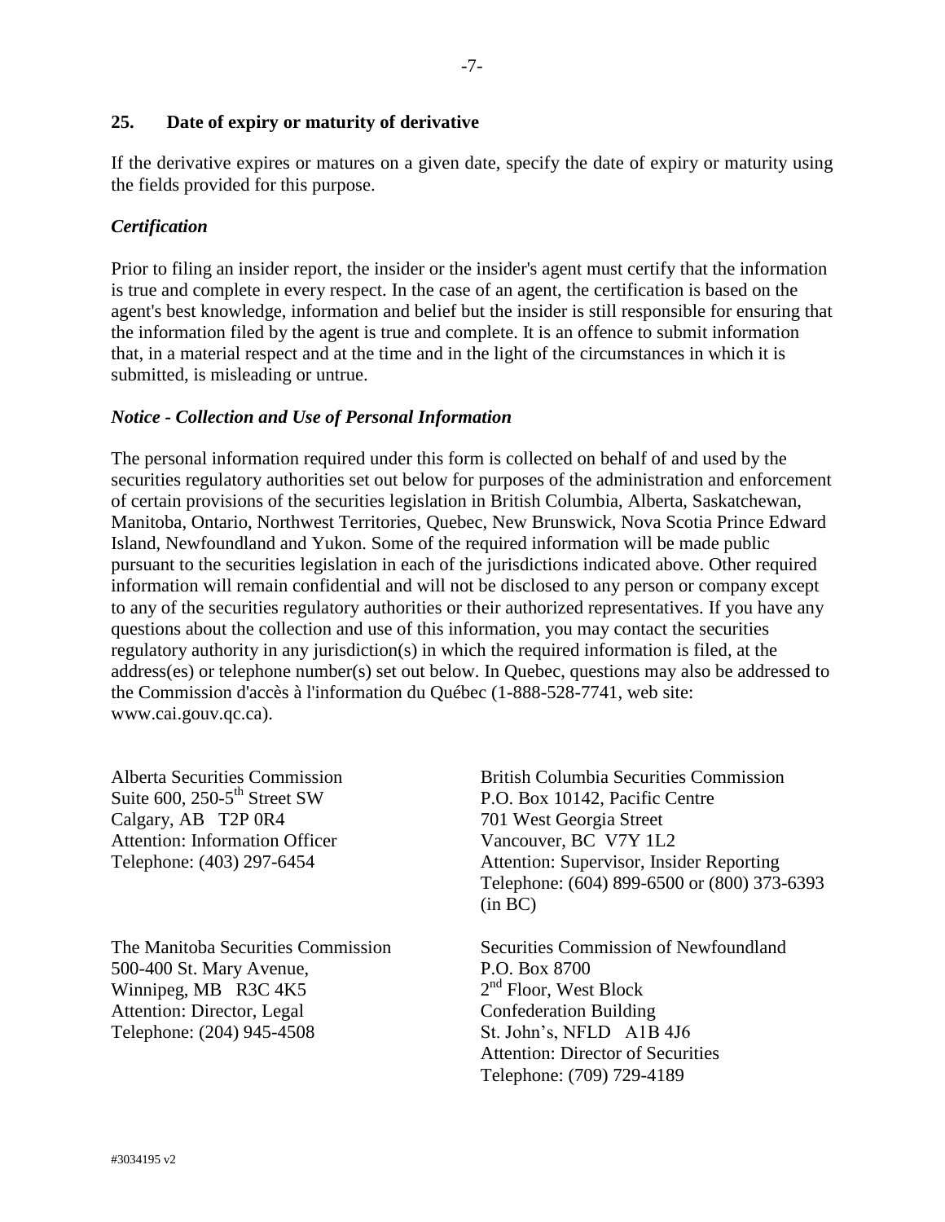## 25. Date of expiry or maturity of derivative

If the derivative expires or matures on a given date, specify the date of expiry or maturity using the fields provided for this purpose.

### *Certification*

Prior to filing an insider report, the insider or the insider's agent must certify that the information is true and complete in every respect. In the case of an agent, the certification is based on the agent's best knowledge, information and belief but the insider is still responsible for ensuring that the information filed by the agent is true and complete. It is an offence to submit information that, in a material respect and at the time and in the light of the circumstances in which it is submitted, is misleading or untrue.

### *Notice - Collection and Use of Personal Information*

The personal information required under this form is collected on behalf of and used by the securities regulatory authorities set out below for purposes of the administration and enforcement of certain provisions of the securities legislation in British Columbia, Alberta, Saskatchewan, Manitoba, Ontario, Northwest Territories, Quebec, New Brunswick, Nova Scotia Prince Edward Island, Newfoundland and Yukon. Some of the required information will be made public pursuant to the securities legislation in each of the jurisdictions indicated above. Other required information will remain confidential and will not be disclosed to any person or company except to any of the securities regulatory authorities or their authorized representatives. If you have any questions about the collection and use of this information, you may contact the securities regulatory authority in any jurisdiction(s) in which the required information is filed, at the address(es) or telephone number(s) set out below. In Quebec, questions may also be addressed to the Commission d'accès à l'information du Québec (1-888-528-7741, web site: www.cai.gouv.qc.ca).

Alberta Securities Commission
Suite 600, 250-5th Street SW
Calgary, AB T2P 0R4
Attention: Information Officer
Telephone: (403) 297-6454

British Columbia Securities Commission
P.O. Box 10142, Pacific Centre
701 West Georgia Street
Vancouver, BC V7Y 1L2
Attention: Supervisor, Insider Reporting
Telephone: (604) 899-6500 or (800) 373-6393 (in BC)

The Manitoba Securities Commission
500-400 St. Mary Avenue,
Winnipeg, MB R3C 4K5
Attention: Director, Legal
Telephone: (204) 945-4508

Securities Commission of Newfoundland
P.O. Box 8700
2nd Floor, West Block
Confederation Building
St. John's, NFLD A1B 4J6
Attention: Director of Securities
Telephone: (709) 729-4189

#3034195 v2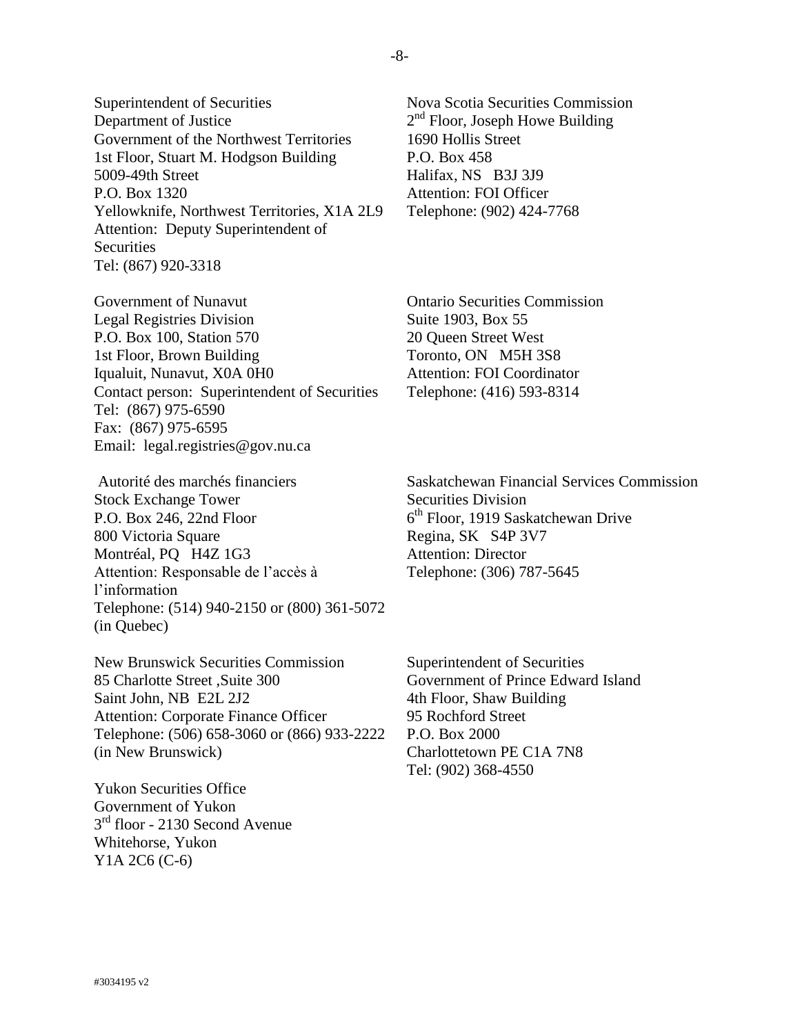Superintendent of Securities
Department of Justice
Government of the Northwest Territories
1st Floor, Stuart M. Hodgson Building
5009-49th Street
P.O. Box 1320
Yellowknife, Northwest Territories, X1A 2L9
Attention: Deputy Superintendent of Securities
Tel: (867) 920-3318

Nova Scotia Securities Commission
2nd Floor, Joseph Howe Building
1690 Hollis Street
P.O. Box 458
Halifax, NS B3J 3J9
Attention: FOI Officer
Telephone: (902) 424-7768

Government of Nunavut
Legal Registries Division
P.O. Box 100, Station 570
1st Floor, Brown Building
Iqualuit, Nunavut, X0A 0H0
Contact person: Superintendent of Securities
Tel: (867) 975-6590
Fax: (867) 975-6595
Email: legal.registries@gov.nu.ca

Ontario Securities Commission
Suite 1903, Box 55
20 Queen Street West
Toronto, ON M5H 3S8
Attention: FOI Coordinator
Telephone: (416) 593-8314

Autorité des marchés financiers
Stock Exchange Tower
P.O. Box 246, 22nd Floor
800 Victoria Square
Montréal, PQ H4Z 1G3
Attention: Responsable de l'accès à l'information
Telephone: (514) 940-2150 or (800) 361-5072 (in Quebec)

Saskatchewan Financial Services Commission
Securities Division
6th Floor, 1919 Saskatchewan Drive
Regina, SK S4P 3V7
Attention: Director
Telephone: (306) 787-5645

New Brunswick Securities Commission
85 Charlotte Street ,Suite 300
Saint John, NB E2L 2J2
Attention: Corporate Finance Officer
Telephone: (506) 658-3060 or (866) 933-2222 (in New Brunswick)

Superintendent of Securities
Government of Prince Edward Island
4th Floor, Shaw Building
95 Rochford Street
P.O. Box 2000
Charlottetown PE C1A 7N8
Tel: (902) 368-4550

Yukon Securities Office
Government of Yukon
3rd floor - 2130 Second Avenue
Whitehorse, Yukon
Y1A 2C6 (C-6)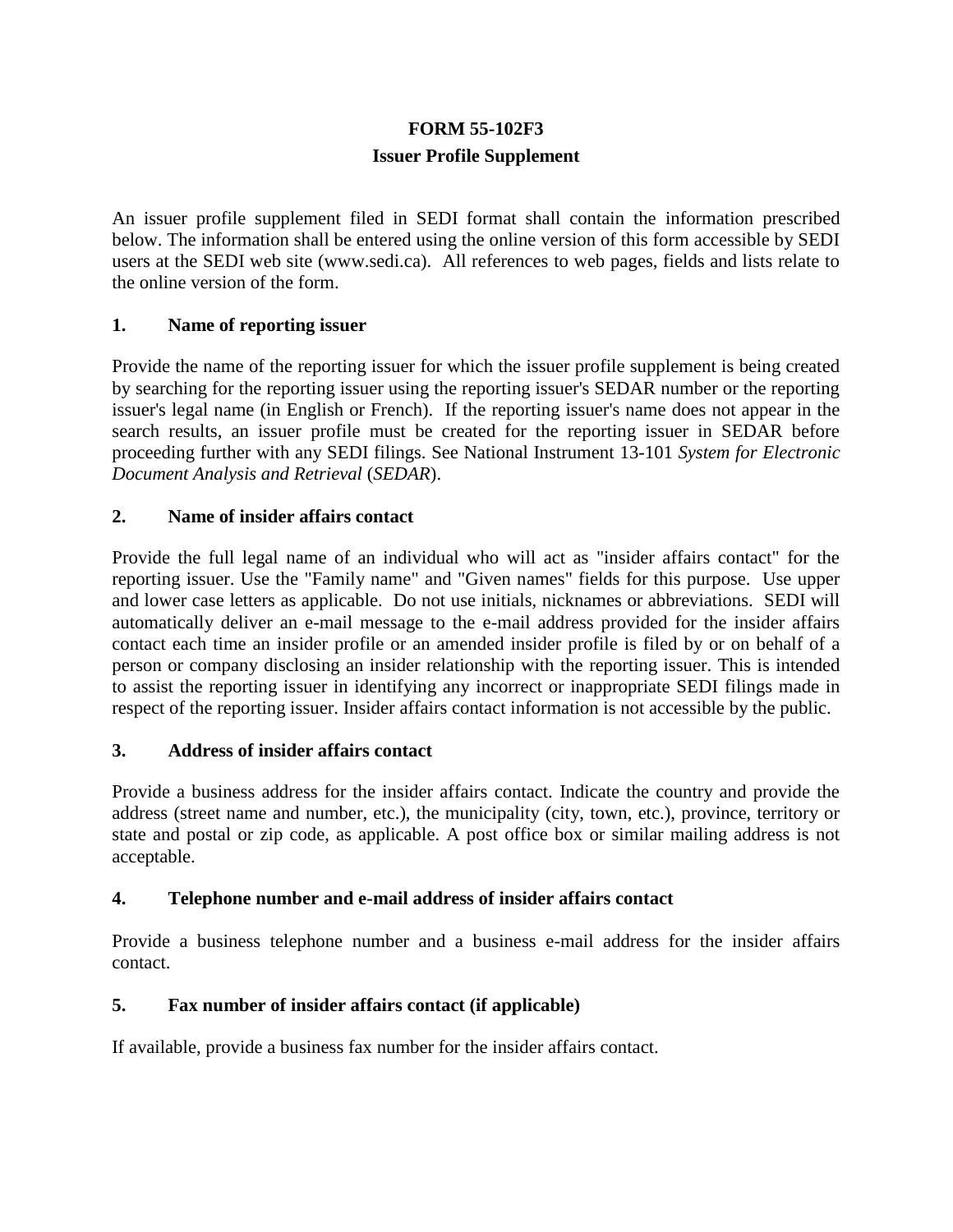# FORM 55-102F3

## Issuer Profile Supplement

An issuer profile supplement filed in SEDI format shall contain the information prescribed below. The information shall be entered using the online version of this form accessible by SEDI users at the SEDI web site (www.sedi.ca). All references to web pages, fields and lists relate to the online version of the form.

### 1. Name of reporting issuer

Provide the name of the reporting issuer for which the issuer profile supplement is being created by searching for the reporting issuer using the reporting issuer's SEDAR number or the reporting issuer's legal name (in English or French). If the reporting issuer's name does not appear in the search results, an issuer profile must be created for the reporting issuer in SEDAR before proceeding further with any SEDI filings. See National Instrument 13-101 *System for Electronic Document Analysis and Retrieval* (*SEDAR*).

### 2. Name of insider affairs contact

Provide the full legal name of an individual who will act as "insider affairs contact" for the reporting issuer. Use the "Family name" and "Given names" fields for this purpose. Use upper and lower case letters as applicable. Do not use initials, nicknames or abbreviations. SEDI will automatically deliver an e-mail message to the e-mail address provided for the insider affairs contact each time an insider profile or an amended insider profile is filed by or on behalf of a person or company disclosing an insider relationship with the reporting issuer. This is intended to assist the reporting issuer in identifying any incorrect or inappropriate SEDI filings made in respect of the reporting issuer. Insider affairs contact information is not accessible by the public.

### 3. Address of insider affairs contact

Provide a business address for the insider affairs contact. Indicate the country and provide the address (street name and number, etc.), the municipality (city, town, etc.), province, territory or state and postal or zip code, as applicable. A post office box or similar mailing address is not acceptable.

### 4. Telephone number and e-mail address of insider affairs contact

Provide a business telephone number and a business e-mail address for the insider affairs contact.

### 5. Fax number of insider affairs contact (if applicable)

If available, provide a business fax number for the insider affairs contact.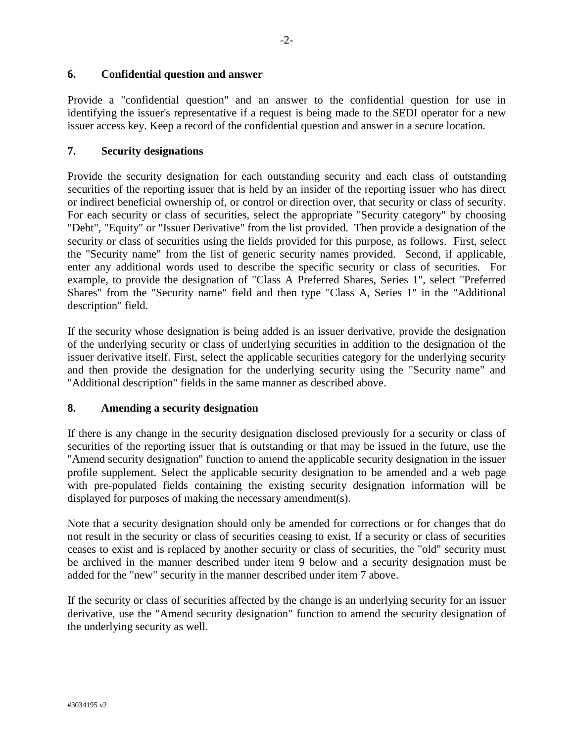## 6. Confidential question and answer

Provide a "confidential question" and an answer to the confidential question for use in identifying the issuer's representative if a request is being made to the SEDI operator for a new issuer access key. Keep a record of the confidential question and answer in a secure location.

## 7. Security designations

Provide the security designation for each outstanding security and each class of outstanding securities of the reporting issuer that is held by an insider of the reporting issuer who has direct or indirect beneficial ownership of, or control or direction over, that security or class of security. For each security or class of securities, select the appropriate "Security category" by choosing "Debt", "Equity" or "Issuer Derivative" from the list provided. Then provide a designation of the security or class of securities using the fields provided for this purpose, as follows. First, select the "Security name" from the list of generic security names provided. Second, if applicable, enter any additional words used to describe the specific security or class of securities. For example, to provide the designation of "Class A Preferred Shares, Series 1", select "Preferred Shares" from the "Security name" field and then type "Class A, Series 1" in the "Additional description" field.

If the security whose designation is being added is an issuer derivative, provide the designation of the underlying security or class of underlying securities in addition to the designation of the issuer derivative itself. First, select the applicable securities category for the underlying security and then provide the designation for the underlying security using the "Security name" and "Additional description" fields in the same manner as described above.

## 8. Amending a security designation

If there is any change in the security designation disclosed previously for a security or class of securities of the reporting issuer that is outstanding or that may be issued in the future, use the "Amend security designation" function to amend the applicable security designation in the issuer profile supplement. Select the applicable security designation to be amended and a web page with pre-populated fields containing the existing security designation information will be displayed for purposes of making the necessary amendment(s).

Note that a security designation should only be amended for corrections or for changes that do not result in the security or class of securities ceasing to exist. If a security or class of securities ceases to exist and is replaced by another security or class of securities, the "old" security must be archived in the manner described under item 9 below and a security designation must be added for the "new" security in the manner described under item 7 above.

If the security or class of securities affected by the change is an underlying security for an issuer derivative, use the "Amend security designation" function to amend the security designation of the underlying security as well.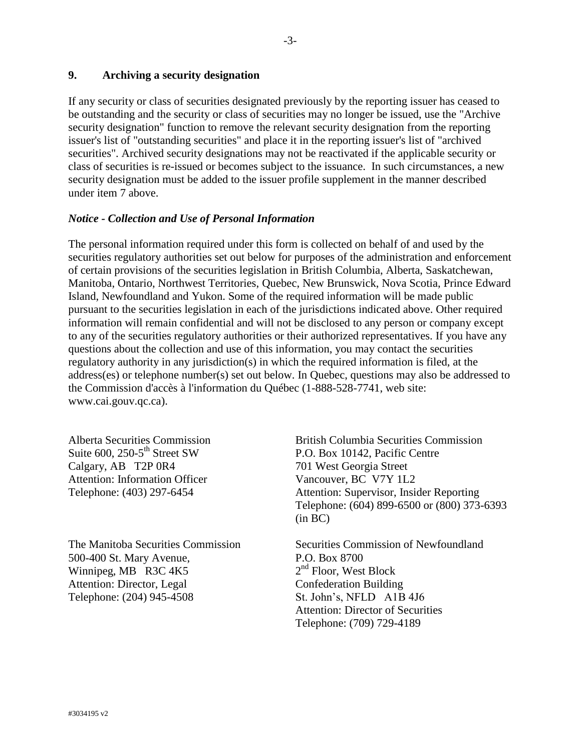## 9. Archiving a security designation

If any security or class of securities designated previously by the reporting issuer has ceased to be outstanding and the security or class of securities may no longer be issued, use the "Archive security designation" function to remove the relevant security designation from the reporting issuer's list of "outstanding securities" and place it in the reporting issuer's list of "archived securities". Archived security designations may not be reactivated if the applicable security or class of securities is re-issued or becomes subject to the issuance. In such circumstances, a new security designation must be added to the issuer profile supplement in the manner described under item 7 above.

### *Notice - Collection and Use of Personal Information*

The personal information required under this form is collected on behalf of and used by the securities regulatory authorities set out below for purposes of the administration and enforcement of certain provisions of the securities legislation in British Columbia, Alberta, Saskatchewan, Manitoba, Ontario, Northwest Territories, Quebec, New Brunswick, Nova Scotia, Prince Edward Island, Newfoundland and Yukon. Some of the required information will be made public pursuant to the securities legislation in each of the jurisdictions indicated above. Other required information will remain confidential and will not be disclosed to any person or company except to any of the securities regulatory authorities or their authorized representatives. If you have any questions about the collection and use of this information, you may contact the securities regulatory authority in any jurisdiction(s) in which the required information is filed, at the address(es) or telephone number(s) set out below. In Quebec, questions may also be addressed to the Commission d'accès à l'information du Québec (1-888-528-7741, web site: www.cai.gouv.qc.ca).

Alberta Securities Commission
Suite 600, 250-5th Street SW
Calgary, AB T2P 0R4
Attention: Information Officer
Telephone: (403) 297-6454

British Columbia Securities Commission
P.O. Box 10142, Pacific Centre
701 West Georgia Street
Vancouver, BC V7Y 1L2
Attention: Supervisor, Insider Reporting
Telephone: (604) 899-6500 or (800) 373-6393 (in BC)

The Manitoba Securities Commission
500-400 St. Mary Avenue,
Winnipeg, MB R3C 4K5
Attention: Director, Legal
Telephone: (204) 945-4508

Securities Commission of Newfoundland
P.O. Box 8700
2nd Floor, West Block
Confederation Building
St. John's, NFLD A1B 4J6
Attention: Director of Securities
Telephone: (709) 729-4189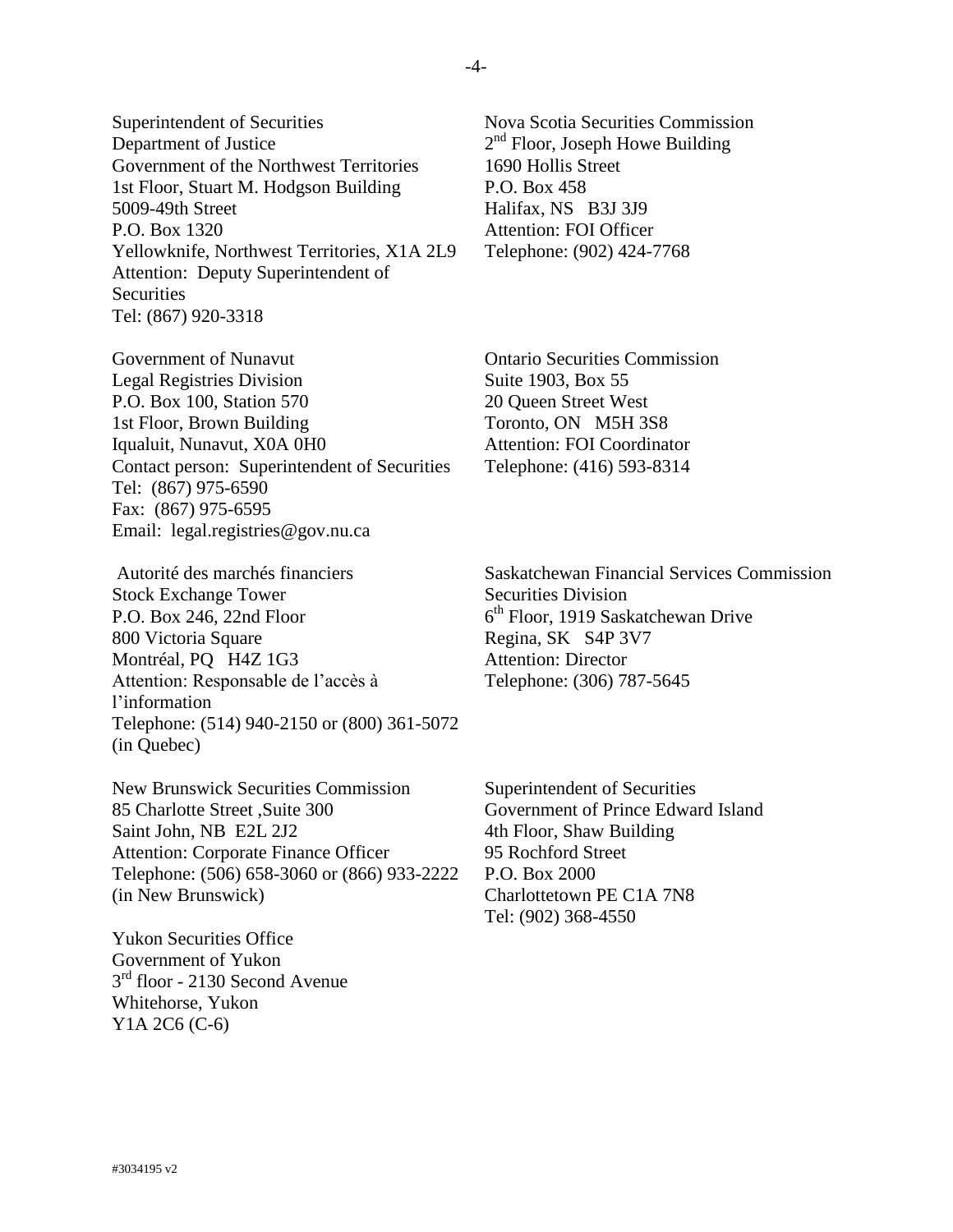Superintendent of Securities
Department of Justice
Government of the Northwest Territories
1st Floor, Stuart M. Hodgson Building
5009-49th Street
P.O. Box 1320
Yellowknife, Northwest Territories, X1A 2L9
Attention: Deputy Superintendent of Securities
Tel: (867) 920-3318

Nova Scotia Securities Commission
2nd Floor, Joseph Howe Building
1690 Hollis Street
P.O. Box 458
Halifax, NS B3J 3J9
Attention: FOI Officer
Telephone: (902) 424-7768

Government of Nunavut
Legal Registries Division
P.O. Box 100, Station 570
1st Floor, Brown Building
Iqualuit, Nunavut, X0A 0H0
Contact person: Superintendent of Securities
Tel: (867) 975-6590
Fax: (867) 975-6595
Email: legal.registries@gov.nu.ca

Ontario Securities Commission
Suite 1903, Box 55
20 Queen Street West
Toronto, ON M5H 3S8
Attention: FOI Coordinator
Telephone: (416) 593-8314

Autorité des marchés financiers
Stock Exchange Tower
P.O. Box 246, 22nd Floor
800 Victoria Square
Montréal, PQ H4Z 1G3
Attention: Responsable de l'accès à l'information
Telephone: (514) 940-2150 or (800) 361-5072 (in Quebec)

Saskatchewan Financial Services Commission
Securities Division
6th Floor, 1919 Saskatchewan Drive
Regina, SK S4P 3V7
Attention: Director
Telephone: (306) 787-5645

New Brunswick Securities Commission
85 Charlotte Street ,Suite 300
Saint John, NB E2L 2J2
Attention: Corporate Finance Officer
Telephone: (506) 658-3060 or (866) 933-2222 (in New Brunswick)

Superintendent of Securities
Government of Prince Edward Island
4th Floor, Shaw Building
95 Rochford Street
P.O. Box 2000
Charlottetown PE C1A 7N8
Tel: (902) 368-4550

Yukon Securities Office
Government of Yukon
3rd floor - 2130 Second Avenue
Whitehorse, Yukon
Y1A 2C6 (C-6)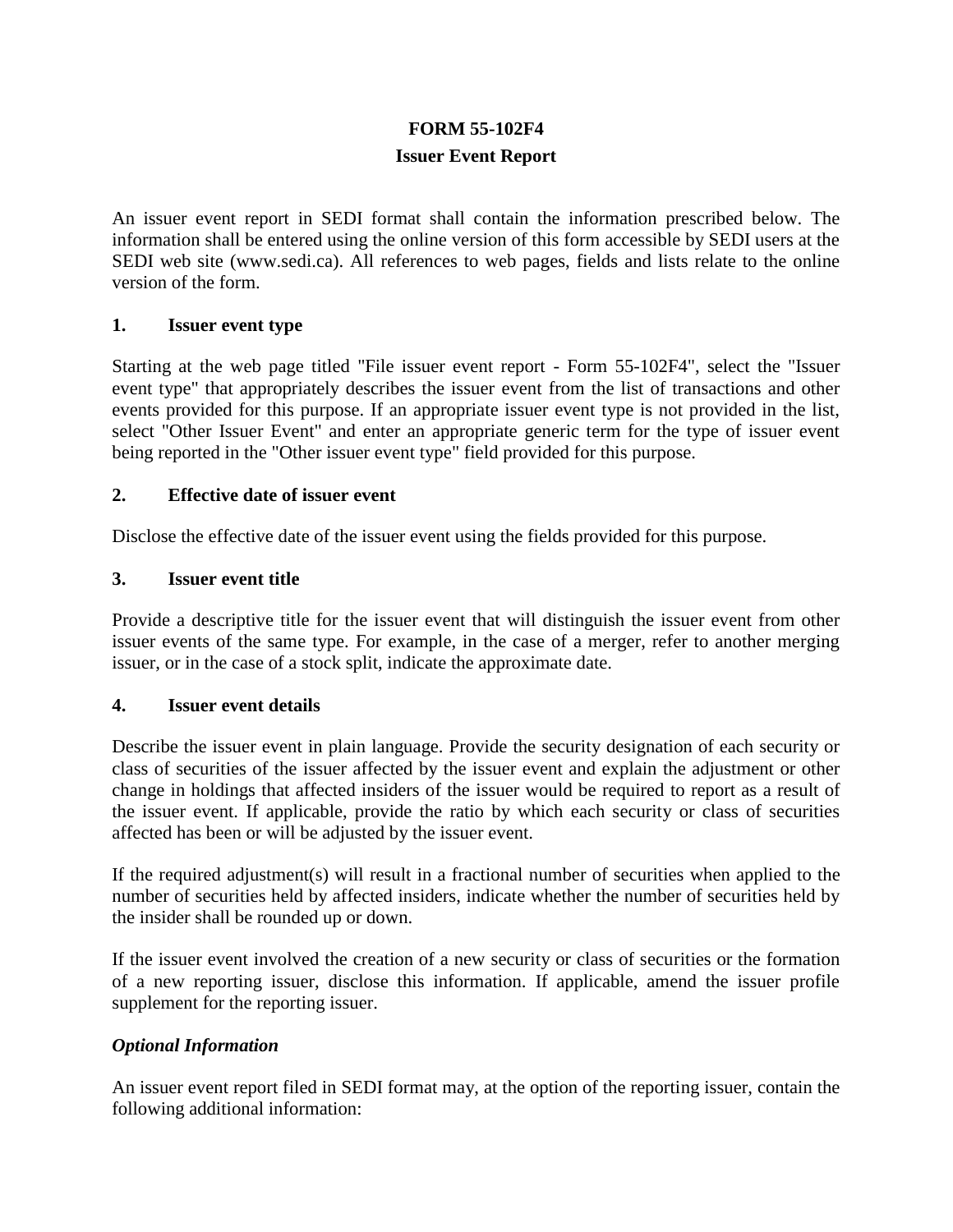# FORM 55-102F4

## Issuer Event Report

An issuer event report in SEDI format shall contain the information prescribed below. The information shall be entered using the online version of this form accessible by SEDI users at the SEDI web site (www.sedi.ca). All references to web pages, fields and lists relate to the online version of the form.

### 1. Issuer event type

Starting at the web page titled "File issuer event report - Form 55-102F4", select the "Issuer event type" that appropriately describes the issuer event from the list of transactions and other events provided for this purpose. If an appropriate issuer event type is not provided in the list, select "Other Issuer Event" and enter an appropriate generic term for the type of issuer event being reported in the "Other issuer event type" field provided for this purpose.

### 2. Effective date of issuer event

Disclose the effective date of the issuer event using the fields provided for this purpose.

### 3. Issuer event title

Provide a descriptive title for the issuer event that will distinguish the issuer event from other issuer events of the same type. For example, in the case of a merger, refer to another merging issuer, or in the case of a stock split, indicate the approximate date.

### 4. Issuer event details

Describe the issuer event in plain language. Provide the security designation of each security or class of securities of the issuer affected by the issuer event and explain the adjustment or other change in holdings that affected insiders of the issuer would be required to report as a result of the issuer event. If applicable, provide the ratio by which each security or class of securities affected has been or will be adjusted by the issuer event.

If the required adjustment(s) will result in a fractional number of securities when applied to the number of securities held by affected insiders, indicate whether the number of securities held by the insider shall be rounded up or down.

If the issuer event involved the creation of a new security or class of securities or the formation of a new reporting issuer, disclose this information. If applicable, amend the issuer profile supplement for the reporting issuer.

***Optional Information***

An issuer event report filed in SEDI format may, at the option of the reporting issuer, contain the following additional information: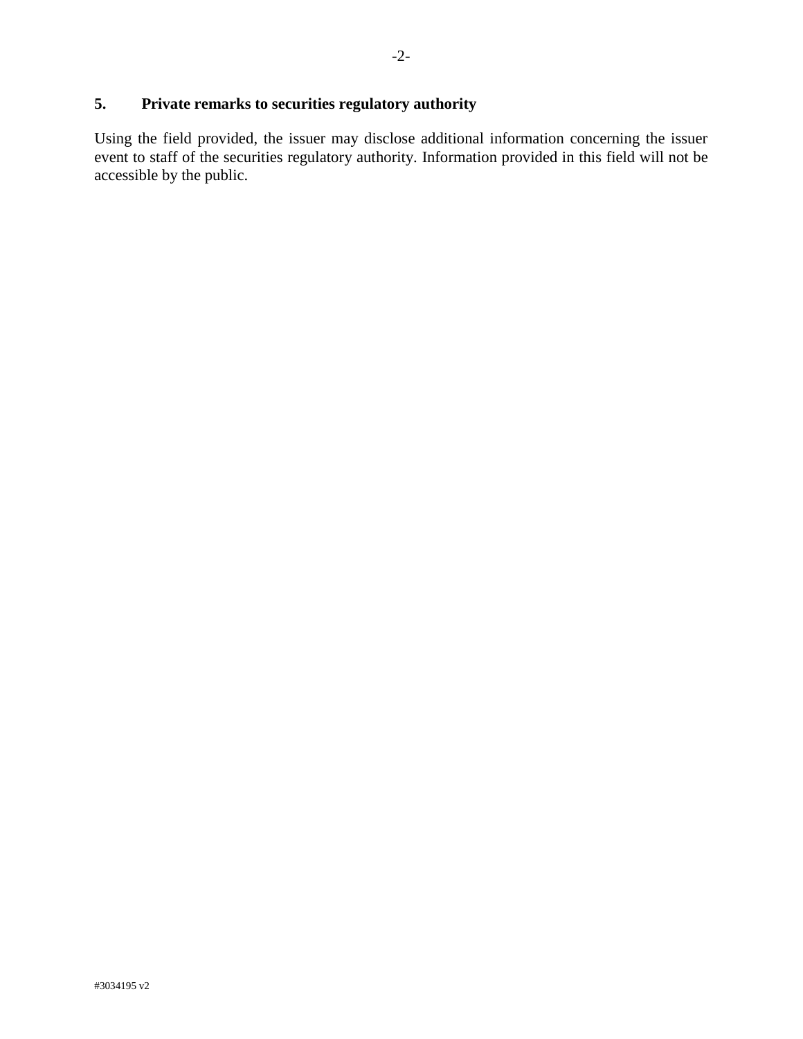## 5. Private remarks to securities regulatory authority

Using the field provided, the issuer may disclose additional information concerning the issuer event to staff of the securities regulatory authority. Information provided in this field will not be accessible by the public.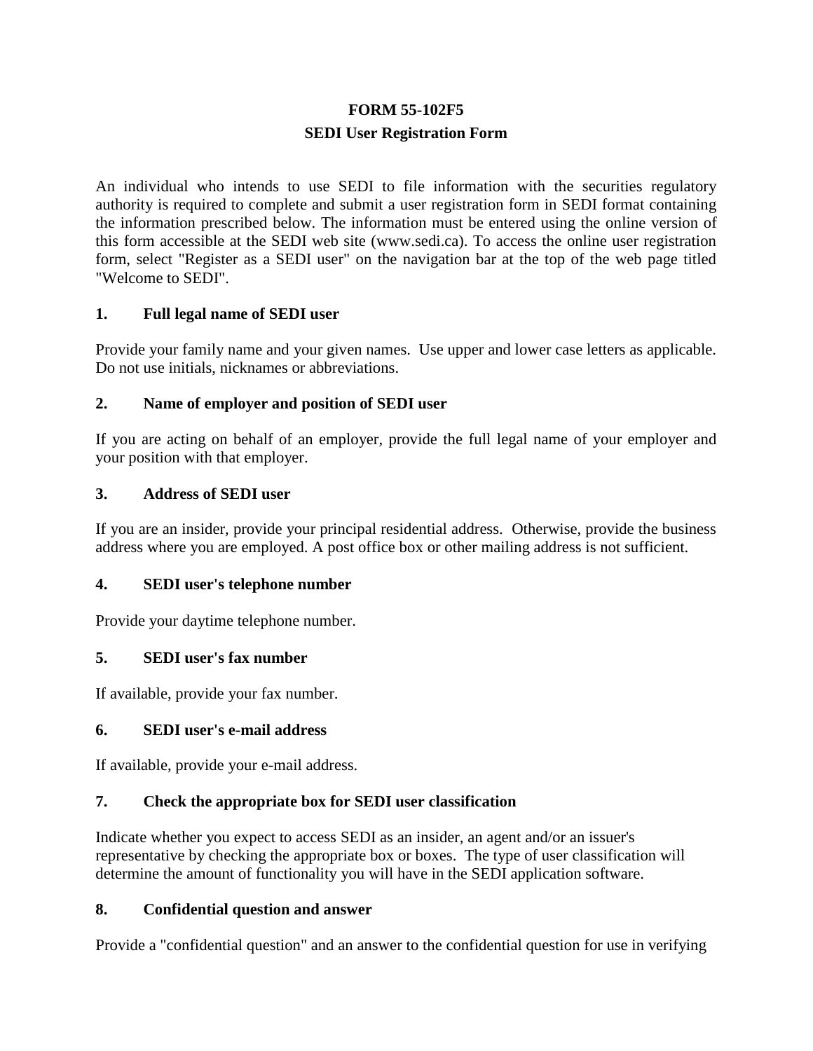**FORM 55-102F5**

**SEDI User Registration Form**

An individual who intends to use SEDI to file information with the securities regulatory authority is required to complete and submit a user registration form in SEDI format containing the information prescribed below. The information must be entered using the online version of this form accessible at the SEDI web site (www.sedi.ca). To access the online user registration form, select "Register as a SEDI user" on the navigation bar at the top of the web page titled "Welcome to SEDI".

**1. Full legal name of SEDI user**

Provide your family name and your given names. Use upper and lower case letters as applicable. Do not use initials, nicknames or abbreviations.

**2. Name of employer and position of SEDI user**

If you are acting on behalf of an employer, provide the full legal name of your employer and your position with that employer.

**3. Address of SEDI user**

If you are an insider, provide your principal residential address. Otherwise, provide the business address where you are employed. A post office box or other mailing address is not sufficient.

**4. SEDI user's telephone number**

Provide your daytime telephone number.

**5. SEDI user's fax number**

If available, provide your fax number.

**6. SEDI user's e-mail address**

If available, provide your e-mail address.

**7. Check the appropriate box for SEDI user classification**

Indicate whether you expect to access SEDI as an insider, an agent and/or an issuer's representative by checking the appropriate box or boxes. The type of user classification will determine the amount of functionality you will have in the SEDI application software.

**8. Confidential question and answer**

Provide a "confidential question" and an answer to the confidential question for use in verifying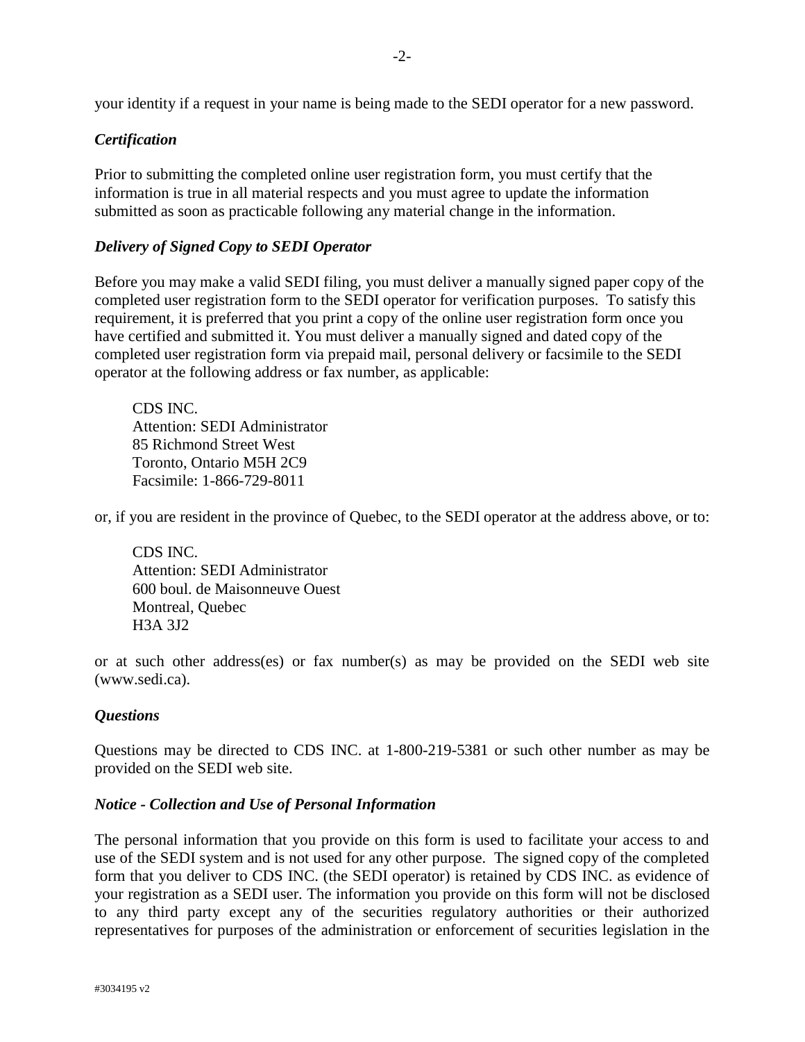your identity if a request in your name is being made to the SEDI operator for a new password.

### *Certification*

Prior to submitting the completed online user registration form, you must certify that the information is true in all material respects and you must agree to update the information submitted as soon as practicable following any material change in the information.

### *Delivery of Signed Copy to SEDI Operator*

Before you may make a valid SEDI filing, you must deliver a manually signed paper copy of the completed user registration form to the SEDI operator for verification purposes. To satisfy this requirement, it is preferred that you print a copy of the online user registration form once you have certified and submitted it. You must deliver a manually signed and dated copy of the completed user registration form via prepaid mail, personal delivery or facsimile to the SEDI operator at the following address or fax number, as applicable:

> CDS INC.
> Attention: SEDI Administrator
> 85 Richmond Street West
> Toronto, Ontario M5H 2C9
> Facsimile: 1-866-729-8011

or, if you are resident in the province of Quebec, to the SEDI operator at the address above, or to:

> CDS INC.
> Attention: SEDI Administrator
> 600 boul. de Maisonneuve Ouest
> Montreal, Quebec
> H3A 3J2

or at such other address(es) or fax number(s) as may be provided on the SEDI web site (www.sedi.ca).

### *Questions*

Questions may be directed to CDS INC. at 1-800-219-5381 or such other number as may be provided on the SEDI web site.

### *Notice - Collection and Use of Personal Information*

The personal information that you provide on this form is used to facilitate your access to and use of the SEDI system and is not used for any other purpose. The signed copy of the completed form that you deliver to CDS INC. (the SEDI operator) is retained by CDS INC. as evidence of your registration as a SEDI user. The information you provide on this form will not be disclosed to any third party except any of the securities regulatory authorities or their authorized representatives for purposes of the administration or enforcement of securities legislation in the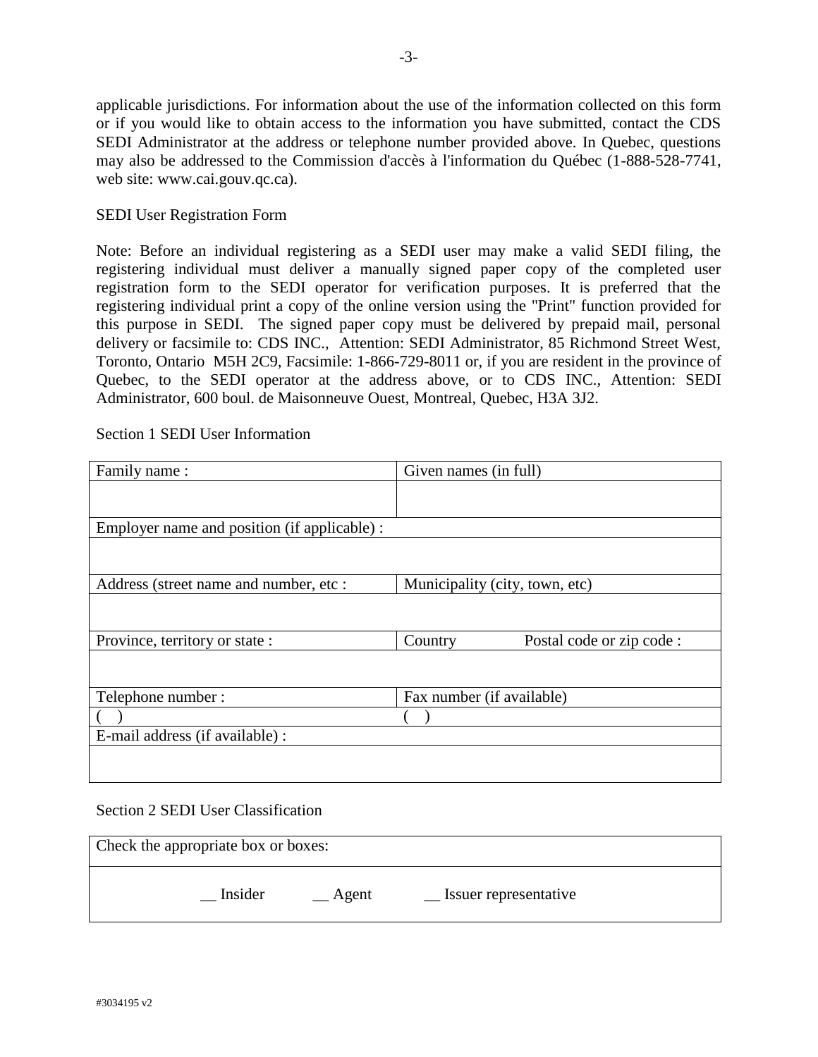applicable jurisdictions. For information about the use of the information collected on this form or if you would like to obtain access to the information you have submitted, contact the CDS SEDI Administrator at the address or telephone number provided above. In Quebec, questions may also be addressed to the Commission d'accès à l'information du Québec (1-888-528-7741, web site: www.cai.gouv.qc.ca).

SEDI User Registration Form

Note: Before an individual registering as a SEDI user may make a valid SEDI filing, the registering individual must deliver a manually signed paper copy of the completed user registration form to the SEDI operator for verification purposes. It is preferred that the registering individual print a copy of the online version using the "Print" function provided for this purpose in SEDI. The signed paper copy must be delivered by prepaid mail, personal delivery or facsimile to: CDS INC., Attention: SEDI Administrator, 85 Richmond Street West, Toronto, Ontario M5H 2C9, Facsimile: 1-866-729-8011 or, if you are resident in the province of Quebec, to the SEDI operator at the address above, or to CDS INC., Attention: SEDI Administrator, 600 boul. de Maisonneuve Ouest, Montreal, Quebec, H3A 3J2.

Section 1 SEDI User Information

| Family name : | Given names (in full) |
|---|---|
| | |
| Employer name and position (if applicable) : | |
| | |
| Address (street name and number, etc : | Municipality (city, town, etc) |
| | |
| Province, territory or state : | Country Postal code or zip code : |
| | |
| Telephone number : | Fax number (if available) |
| (  ) | (  ) |
| E-mail address (if available) : | |
| | |

Section 2 SEDI User Classification

| Check the appropriate box or boxes: |
|---|
| __ Insider __ Agent __ Issuer representative |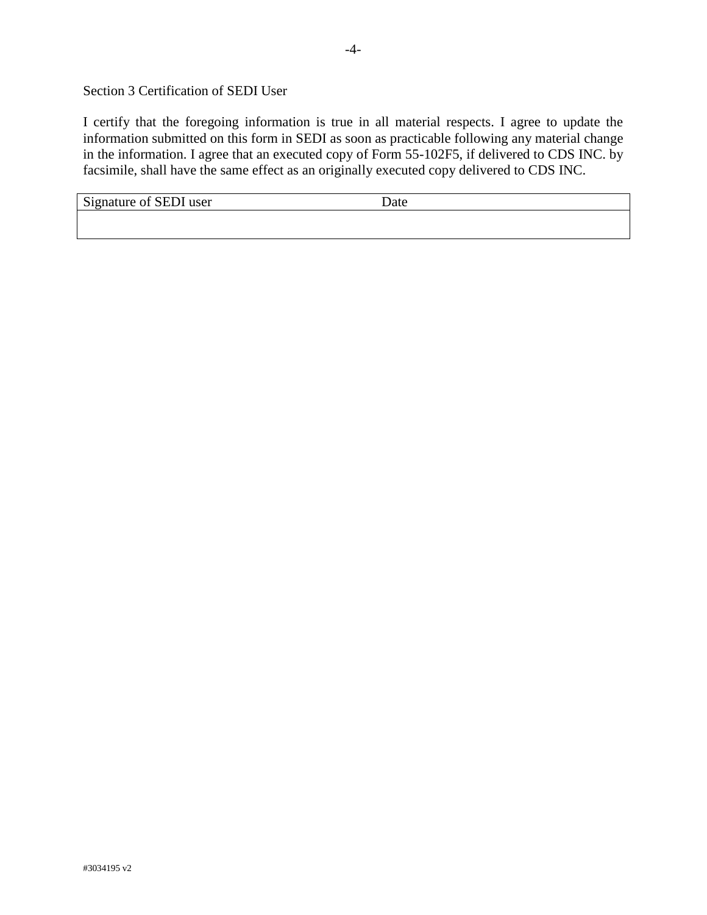Section 3 Certification of SEDI User

I certify that the foregoing information is true in all material respects. I agree to update the information submitted on this form in SEDI as soon as practicable following any material change in the information. I agree that an executed copy of Form 55-102F5, if delivered to CDS INC. by facsimile, shall have the same effect as an originally executed copy delivered to CDS INC.

| Signature of SEDI user | Date |
| --- | --- |
| | |

#3034195 v2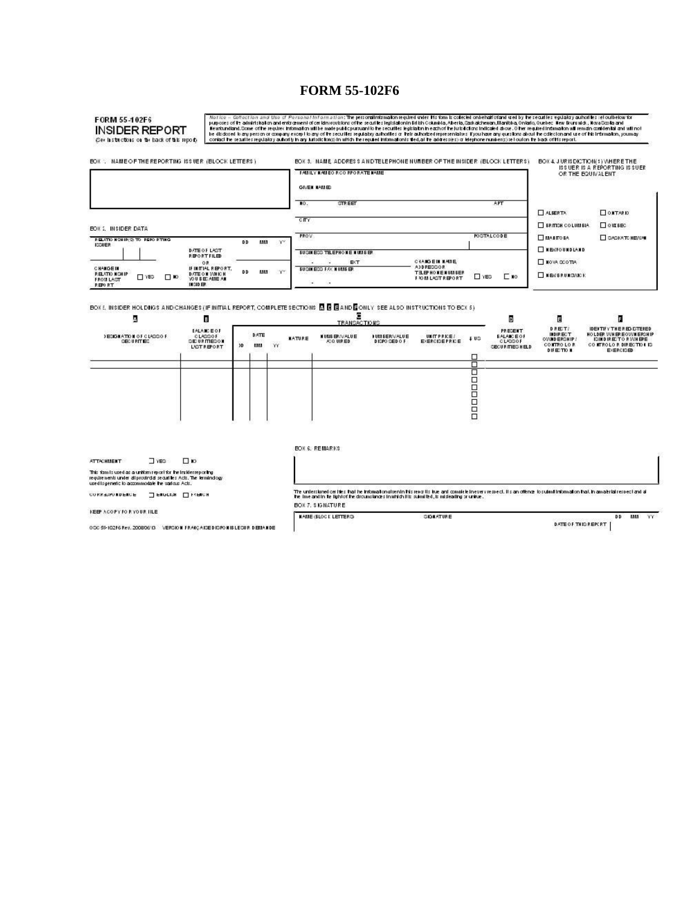# FORM 55-102F6

**FORM 55-102F6**
**INSIDER REPORT**
(See instructions on the back of this report)

*Notice – Collection and Use of Personal Information:* The personal information required under this form is collected on behalf of and used by the securities regulatory authorities set out below for purposes of the administration and enforcement of certain provisions of the securities legislation in British Columbia, Alberta, Saskatchewan, Manitoba, Ontario, Quebec, New Brunswick, Nova Scotia and Newfoundland. Some of the required information will be made public pursuant to the securities legislation in each of the jurisdictions indicated above. Other required information will remain confidential and will not be disclosed to any person or company except to any of the securities regulatory authorities or their authorized representatives. If you have any questions about the collection and use of this information, you may contact the securities regulatory authority in any jurisdiction(s) in which the required information is filed, at the address(es) or telephone number(s) set out on the back of this report.

**BOX 1. NAME OF THE REPORTING ISSUER (BLOCK LETTERS)**

**BOX 2. INSIDER DATA**

RELATIONSHIP(S) TO REPORTING ISSUER

DATE OF LAST REPORT FILED OR IF INITIAL REPORT, DATE ON WHICH YOU BECAME AN INSIDER — DD MM YY

CHANGE IN RELATIONSHIP FROM LAST REPORT ☐ YES ☐ NO

**BOX 3. NAME, ADDRESS AND TELEPHONE NUMBER OF THE INSIDER (BLOCK LETTERS)**

FAMILY NAME OR CORPORATE NAME

GIVEN NAMES

NO. STREET APT

CITY

PROV. POSTAL CODE

BUSINESS TELEPHONE NUMBER - - EXT

BUSINESS FAX NUMBER - -

CHANGE IN NAME, ADDRESS OR TELEPHONE NUMBER FROM LAST REPORT ☐ YES ☐ NO

**BOX 4. JURISDICTION(S) WHERE THE ISSUER IS A REPORTING ISSUER OR THE EQUIVALENT**

☐ ALBERTA ☐ ONTARIO
☐ BRITISH COLUMBIA ☐ QUEBEC
☐ MANITOBA ☐ SASKATCHEWAN
☐ NEWFOUNDLAND
☐ NOVA SCOTIA
☐ NEW BRUNSWICK

**BOX 5. INSIDER HOLDINGS AND CHANGES (IF INITIAL REPORT, COMPLETE SECTIONS A, D, E AND F ONLY. SEE ALSO INSTRUCTIONS TO BOX 5)**

| A | B | C | | | | | | | | D | E | F |
|---|---|---|---|---|---|---|---|---|---|---|---|---|
| | | TRANSACTIONS | | | | | | | | | | |
| DESIGNATION OF CLASS OF SECURITIES | BALANCE OF CLASS OF SECURITIES ON LAST REPORT | DATE DD | MM | YY | NATURE | NUMBER/VALUE ACQUIRED | NUMBER/VALUE DISPOSED OF | UNIT PRICE / EXERCISE PRICE | $ US | PRESENT BALANCE OF CLASS OF SECURITIES HELD | DIRECT/ INDIRECT OWNERSHIP/ CONTROL OR DIRECTION | IDENTIFY THE REGISTERED HOLDER WHERE OWNERSHIP IS INDIRECT OR WHERE CONTROL OR DIRECTION IS EXERCISED |
| | | | | | | | | | ☐ | | | |
| | | | | | | | | | ☐ | | | |
| | | | | | | | | | ☐ | | | |
| | | | | | | | | | ☐ | | | |
| | | | | | | | | | ☐ | | | |
| | | | | | | | | | ☐ | | | |
| | | | | | | | | | ☐ | | | |
| | | | | | | | | | ☐ | | | |
| | | | | | | | | | ☐ | | | |
| | | | | | | | | | ☐ | | | |

ATTACHMENT ☐ YES ☐ NO

This form is used as a uniform report for the insider reporting requirements under all provincial securities Acts. The terminology used is generic to accommodate the various Acts.

CORRESPONDENCE ☐ ENGLISH ☐ FRENCH

KEEP A COPY FOR YOUR FILE

OSC 55-102F6 Rev. 2008/06/13 VERSION FRANÇAISE DISPONIBLE SUR DEMANDE

**BOX 6. REMARKS**

The undersigned certifies that the information given in this report is true and complete in every respect. It is an offence to submit information that, in a material respect and at the time and in the light of the circumstances in which it is submitted, is misleading or untrue.

**BOX 7. SIGNATURE**

NAME (BLOCK LETTERS) SIGNATURE

DATE OF THIS REPORT DD MM YY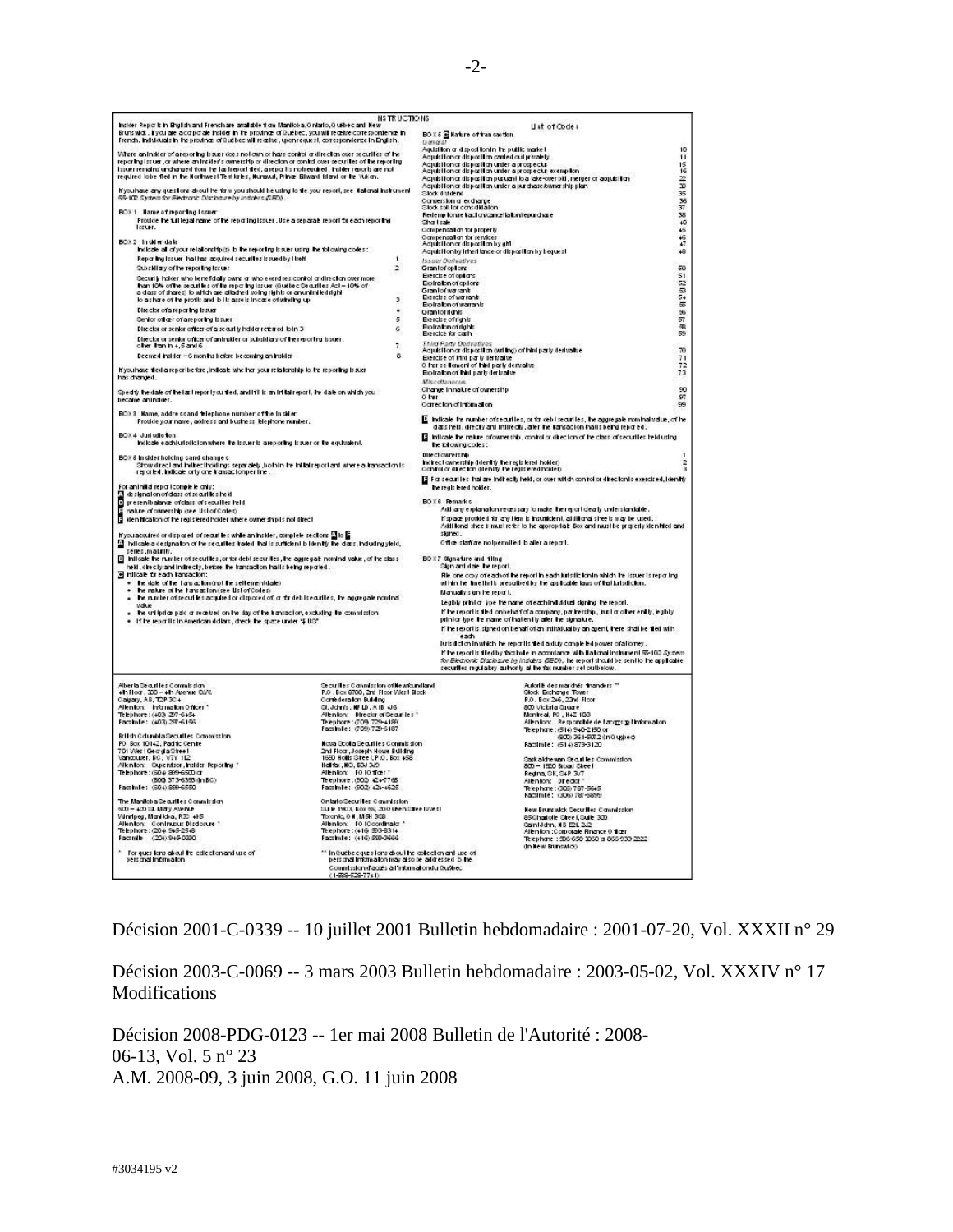INSTRUCTIONS

Insider Reports in English and French are available from Manitoba, Ontario, Quebec and New Brunswick. If you are a corporate insider in the province of Quebec, you will receive correspondence in French. Individuals in the province of Quebec will receive, upon request, correspondence in English.

Where an insider of a reporting issuer does not own or have control or direction over securities of the reporting issuer, or where an insider's ownership or direction or control over securities of the reporting issuer remains unchanged from the last report filed, a report is not required. Insider reports are not required to be filed in the Northwest Territories, Nunavut, Prince Edward Island or the Yukon.

If you have any questions about the form you should be using to file your report, see National Instrument 55-102 *System for Electronic Disclosure by Insiders (SEDI)*.

**BOX 1 Name of reporting issuer**
Provide the full legal name of the reporting issuer. Use a separate report for each reporting issuer.

**BOX 2 Insider data**
Indicate all of your relationship(s) to the reporting issuer using the following codes:

| | |
|---|---|
| Reporting issuer that has acquired securities issued by itself | 1 |
| Subsidiary of the reporting issuer | 2 |
| Security holder who beneficially owns or who exercises control or direction over more than 10% of the securities of the reporting issuer (Quebec Securities Act – 10% of a class of shares) to which are attached voting rights or an unlimited right to a share of the profits and to its assets in case of winding up | 3 |
| Director of a reporting issuer | 4 |
| Senior officer of a reporting issuer | 5 |
| Director or senior officer of a security holder referred to in 3 | 6 |
| Director or senior officer of an insider or subsidiary of the reporting issuer, other than in 4, 5 and 6 | 7 |
| Deemed insider – 6 months before becoming an insider | 8 |

If you have filed a report before, indicate whether your relationship to the reporting issuer has changed.

Specify the date of the last report you filed, and if this is an initial report, the date on which you became an insider.

**BOX 3 Name, address and telephone number of the insider**
Provide your name, address and business telephone number.

**BOX 4 Jurisdiction**
Indicate each jurisdiction where the issuer is a reporting issuer or the equivalent.

**BOX 5 Insider holdings and changes**
Show direct and indirect holdings separately, both in the initial report and where a transaction is reported. Indicate only one transaction per line.

For an initial report complete only:
A designation of class of securities held
D present balance of class of securities held
E nature of ownership (see List of Codes)
F identification of the registered holder where ownership is not direct

If you acquired or disposed of securities while an insider, complete sections A to F
A Indicate a designation of the securities traded that is sufficient to identify the class, including yield, series, maturity.
B Indicate the number of securities, or for debt securities, the aggregate nominal value, of the class held, directly and indirectly, before the transaction that is being reported.
C Indicate for each transaction:
- the date of the transaction (not the settlement date)
- the nature of the transaction (see List of Codes)
- the number of securities acquired or disposed of, or for debt securities, the aggregate nominal value
- the unit price paid or received on the day of the transaction, excluding the commission
- if the report is in American dollars, check the space under "$ US"

List of Codes

BOX 5 C Nature of transaction

*General*

| | |
|---|---|
| Acquisition or disposition in the public market | 10 |
| Acquisition or disposition carried out privately | 11 |
| Acquisition or disposition under a prospectus | 15 |
| Acquisition or disposition under a prospectus exemption | 16 |
| Acquisition or disposition pursuant to a take-over bid, merger or acquisition | 22 |
| Acquisition or disposition under a purchase/ownership plan | 30 |
| Stock dividend | 35 |
| Conversion or exchange | 36 |
| Stock split or consolidation | 37 |
| Redemption, retraction, cancellation, repurchase | 38 |
| Short sale | 40 |
| Compensation for property | 45 |
| Compensation for services | 46 |
| Acquisition or disposition by gift | 47 |
| Acquisition by inheritance or disposition by bequest | 48 |
| *Issuer Derivatives* | |
| Grant of options | 50 |
| Exercise of options | 51 |
| Expiration of options | 52 |
| Grant of warrants | 53 |
| Exercise of warrants | 54 |
| Expiration of warrants | 55 |
| Grant of rights | 56 |
| Exercise of rights | 57 |
| Expiration of rights | 58 |
| Exercise for cash | 59 |
| *Third Party Derivatives* | |
| Acquisition or disposition (writing) of third party derivative | 70 |
| Exercise of third party derivative | 71 |
| Other settlement of third party derivative | 72 |
| Expiration of third party derivative | 73 |
| *Miscellaneous* | |
| Change in nature of ownership | 90 |
| Other | 97 |
| Correction of information | 99 |

D Indicate the number of securities, or for debt securities, the aggregate nominal value, of the class held, directly and indirectly, after the transaction that is being reported.

E Indicate the nature of ownership, control or direction of the class of securities held using the following codes:

| | |
|---|---|
| Direct ownership | 1 |
| Indirect ownership (identify the registered holder) | 2 |
| Control or direction (identify the registered holder) | 3 |

F For securities that are indirectly held, or over which control or direction is exercised, identify the registered holder.

**BOX 6 Remarks**
Add any explanation necessary to make the report clearly understandable.
If space provided for any item is insufficient, additional sheets may be used. Additional sheets must refer to the appropriate Box and must be properly identified and signed.
Office staff are not permitted to alter a report.

**BOX 7 Signature and filing**
Sign and date the report.
File one copy of each of the report in each jurisdiction in which the issuer is reporting within the time limit prescribed by the applicable laws of that jurisdiction.
Manually sign the report.
Legibly print or type the name of each individual signing the report.
If the report is filed on behalf of a company, partnership, trust or other entity, legibly print or type the name of that entity after the signature.
If the report is signed on behalf of an individual by an agent, there shall be filed with each jurisdiction in which the report is filed a duly completed power of attorney.
If the report is filed by facsimile in accordance with National Instrument 55-102 *System for Electronic Disclosure by Insiders (SEDI)*, the report should be sent to the applicable securities regulatory authority at the fax number set out below.

Alberta Securities Commission
4th Floor, 300 – 5th Avenue S.W.
Calgary, AB, T2P 3C4
Attention: Information Officer *
Telephone: (403) 297-6454
Facsimile: (403) 297-6156

British Columbia Securities Commission
PO Box 10142, Pacific Centre
701 West Georgia Street
Vancouver, BC, V7Y 1L2
Attention: Supervisor, Insider Reporting *
Telephone: (604) 899-6500 or (800) 373-6393 (in BC)
Facsimile: (604) 899-6550

The Manitoba Securities Commission
500 – 400 St. Mary Avenue
Winnipeg, Manitoba, R3C 4K5
Attention: Continuous Disclosure *
Telephone: (204) 945-2548
Facsimile: (204) 945-0330

\* For questions about the collection and use of personal information

Securities Commission of Newfoundland
P.O. Box 8700, 2nd Floor West Block
Confederation Building
St. John's, NFLD, A1B 4J6
Attention: Director of Securities *
Telephone: (709) 729-4189
Facsimile: (709) 729-6187

Nova Scotia Securities Commission
2nd Floor, Joseph Howe Building
1690 Hollis Street, P.O. Box 458
Halifax, NS, B3J 3J9
Attention: FOI Officer *
Telephone: (902) 424-7768
Facsimile: (902) 424-4625

Ontario Securities Commission
Suite 1903, Box 55, 20 Queen Street West
Toronto, ON, M5H 3S8
Attention: FOI Coordinator *
Telephone: (416) 593-8314
Facsimile: (416) 593-3666

\*\* In Québec questions about the collection and use of personal information may also be addressed to the Commission d'accès à l'information du Québec (1-888-528-7741)

Autorité des marchés financiers **
Stock Exchange Tower
P.O. Box 246, 22nd Floor
800 Victoria Square
Montreal, PQ, H4Z 1G3
Attention: Responsable de l'accès à l'information
Telephone: (514) 940-2150 or (800) 361-5072 (in Québec)
Facsimile: (514) 873-3120

Saskatchewan Securities Commission
800 – 1920 Broad Street
Regina, SK, S4P 3V7
Attention: Director *
Telephone: (306) 787-5645
Facsimile: (306) 787-5899

New Brunswick Securities Commission
85 Charlotte Street, Suite 300
Saint John, NB E2L 2J2
Attention: Corporate Finance Officer
Telephone: 506-658-3060 or 866-933-2222 (in New Brunswick)

Décision 2001-C-0339 -- 10 juillet 2001 Bulletin hebdomadaire : 2001-07-20, Vol. XXXII n° 29

Décision 2003-C-0069 -- 3 mars 2003 Bulletin hebdomadaire : 2003-05-02, Vol. XXXIV n° 17 Modifications

Décision 2008-PDG-0123 -- 1er mai 2008 Bulletin de l'Autorité : 2008-06-13, Vol. 5 n° 23
A.M. 2008-09, 3 juin 2008, G.O. 11 juin 2008

#3034195 v2